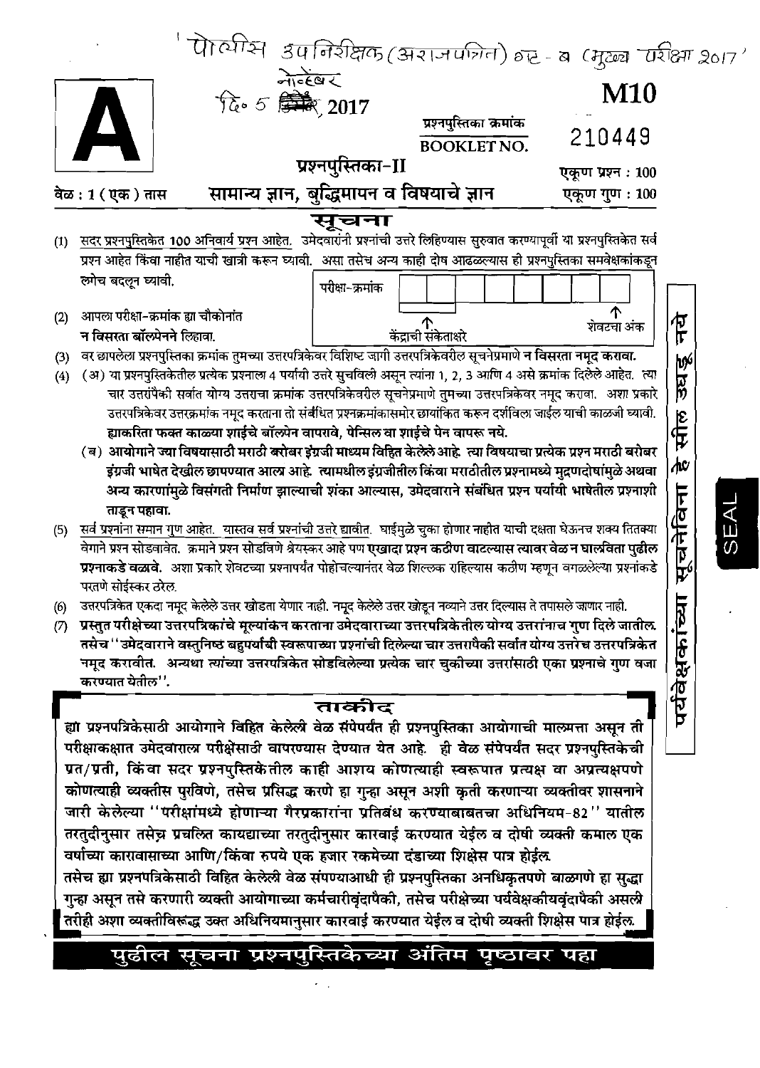'पोलीस उपनिरीक्षक (अराजपत्रित) गट - ब (मुख्य परीक्षा 2017'

नोव्हेंबर
दि. 5 ~~डिसेंबर~~ 2017

# A

**M10**

प्रश्नपुस्तिका क्रमांक
BOOKLET NO. 210449

प्रश्नपुस्तिका-II

वेळ : 1 (एक) तास

## सामान्य ज्ञान, बुद्धिमापन व विषयाचे ज्ञान

एकूण प्रश्न : 100
एकूण गुण : 100

## सूचना

(1) सदर प्रश्नपुस्तिकेत 100 अनिवार्य प्रश्न आहेत. उमेदवारांनी प्रश्नांची उत्तरे लिहिण्यास सुरुवात करण्यापूर्वी या प्रश्नपुस्तिकेत सर्व प्रश्न आहेत किंवा नाहीत याची खात्री करून घ्यावी. असा तसेच अन्य काही दोष आढळल्यास ही प्रश्नपुस्तिका समवेक्षकांकडून लगेच बदलून घ्यावी.

(2) आपला परीक्षा-क्रमांक ह्या चौकोनांत **न विसरता बॉलपेनने लिहावा.**

परीक्षा-क्रमांक

| | | | | | | | |
|---|---|---|---|---|---|---|---|

केंद्राची संकेताक्षरे ↑ &nbsp;&nbsp;&nbsp;&nbsp; शेवटचा अंक ↑

(3) वर छापलेला प्रश्नपुस्तिका क्रमांक तुमच्या उत्तरपत्रिकेवर विशिष्ट जागी उत्तरपत्रिकेवरील सूचनेप्रमाणे **न विसरता नमूद करावा.**

(4) (अ) या प्रश्नपुस्तिकेतील प्रत्येक प्रश्नाला 4 पर्यायी उत्तरे सुचविली असून त्यांना 1, 2, 3 आणि 4 असे क्रमांक दिलेले आहेत. त्या चार उत्तरांपैकी सर्वात योग्य उत्तराचा क्रमांक उत्तरपत्रिकेवरील सूचनेप्रमाणे तुमच्या उत्तरपत्रिकेवर नमूद करावा. अशा प्रकारे उत्तरपत्रिकेवर उत्तरक्रमांक नमूद करताना तो संबंधित प्रश्नक्रमांकासमोर छायांकित करून दर्शविला जाईल याची काळजी घ्यावी. **ह्याकरिता फक्त काळ्या शाईचे बॉलपेन वापरावे, पेन्सिल वा शाईचे पेन वापरू नये.**

(ब) **आयोगाने ज्या विषयासाठी मराठी बरोबर इंग्रजी माध्यम विहित केलेले आहे. त्या विषयाचा प्रत्येक प्रश्न मराठी बरोबर इंग्रजी भाषेत देखील छापण्यात आला आहे. त्यामधील इंग्रजीतील किंवा मराठीतील प्रश्नामध्ये मुद्रणदोषांमुळे अथवा अन्य कारणांमुळे विसंगती निर्माण झाल्याची शंका आल्यास, उमेदवाराने संबंधित प्रश्न पर्यायी भाषेतील प्रश्नाशी ताडून पहावा.**

(5) सर्व प्रश्नांना समान गुण आहेत. यास्तव सर्व प्रश्नांची उत्तरे द्यावीत. घाईमुळे चुका होणार नाहीत याची दक्षता घेऊनच शक्य तितक्या वेगाने प्रश्न सोडवावेत. क्रमाने प्रश्न सोडविणे श्रेयस्कर आहे पण **एखादा प्रश्न कठीण वाटल्यास त्यावर वेळ न घालविता पुढील प्रश्नाकडे वळावे.** अशा प्रकारे शेवटच्या प्रश्नापर्यंत पोहोचल्यानंतर वेळ शिल्लक राहिल्यास कठीण म्हणून वगळलेल्या प्रश्नांकडे परतणे सोईस्कर ठरेल.

(6) उत्तरपत्रिकेत एकदा नमूद केलेले उत्तर खोडता येणार नाही. नमूद केलेले उत्तर खोडून नव्याने उत्तर दिल्यास ते तपासले जाणार नाही.

(7) **प्रस्तुत परीक्षेच्या उत्तरपत्रिकांचे मूल्यांकन करताना उमेदवाराच्या उत्तरपत्रिकेतील योग्य उत्तरांनाच गुण दिले जातील. तसेच "उमेदवाराने वस्तुनिष्ठ बहुपर्यायी स्वरूपाच्या प्रश्नांची दिलेल्या चार उत्तरांपैकी सर्वात योग्य उत्तरेच उत्तरपत्रिकेत नमूद करावीत. अन्यथा त्यांच्या उत्तरपत्रिकेत सोडविलेल्या प्रत्येक चार चुकीच्या उत्तरांसाठी एका प्रश्नाचे गुण वजा करण्यात येतील".**

पर्यवेक्षकांच्या सूचनेविना हे सील उघडू नये

SEAL

## ताकीद

**ह्या प्रश्नपत्रिकेसाठी आयोगाने विहित केलेली वेळ संपेपर्यंत ही प्रश्नपुस्तिका आयोगाची मालमत्ता असून ती परीक्षाकक्षात उमेदवाराला परीक्षेसाठी वापरण्यास देण्यात येत आहे. ही वेळ संपेपर्यंत सदर प्रश्नपुस्तिकेची प्रत/प्रती, किंवा सदर प्रश्नपुस्तिकेतील काही आशय कोणत्याही स्वरूपात प्रत्यक्ष वा अप्रत्यक्षपणे कोणत्याही व्यक्तीस पुरविणे, तसेच प्रसिद्ध करणे हा गुन्हा असून अशी कृती करणाऱ्या व्यक्तीवर शासनाने जारी केलेल्या "परीक्षांमध्ये होणाऱ्या गैरप्रकारांना प्रतिबंध करण्याबाबतचा अधिनियम-82" यातील तरतुदीनुसार तसेच प्रचलित कायद्याच्या तरतुदीनुसार कारवाई करण्यात येईल व दोषी व्यक्ती कमाल एक वर्षाच्या कारावासाच्या आणि/किंवा रुपये एक हजार रकमेच्या दंडाच्या शिक्षेस पात्र होईल.**

**तसेच ह्या प्रश्नपत्रिकेसाठी विहित केलेली वेळ संपण्याआधी ही प्रश्नपुस्तिका अनधिकृतपणे बाळगणे हा सुद्धा गुन्हा असून तसे करणारी व्यक्ती आयोगाच्या कर्मचारीवृंदापैकी, तसेच परीक्षेच्या पर्यवेक्षकीयवृंदापैकी असली तरीही अशा व्यक्तीविरूद्ध उक्त अधिनियमानुसार कारवाई करण्यात येईल व दोषी व्यक्ती शिक्षेस पात्र होईल.**

**पुढील सूचना प्रश्नपुस्तिकेच्या अंतिम पृष्ठावर पहा**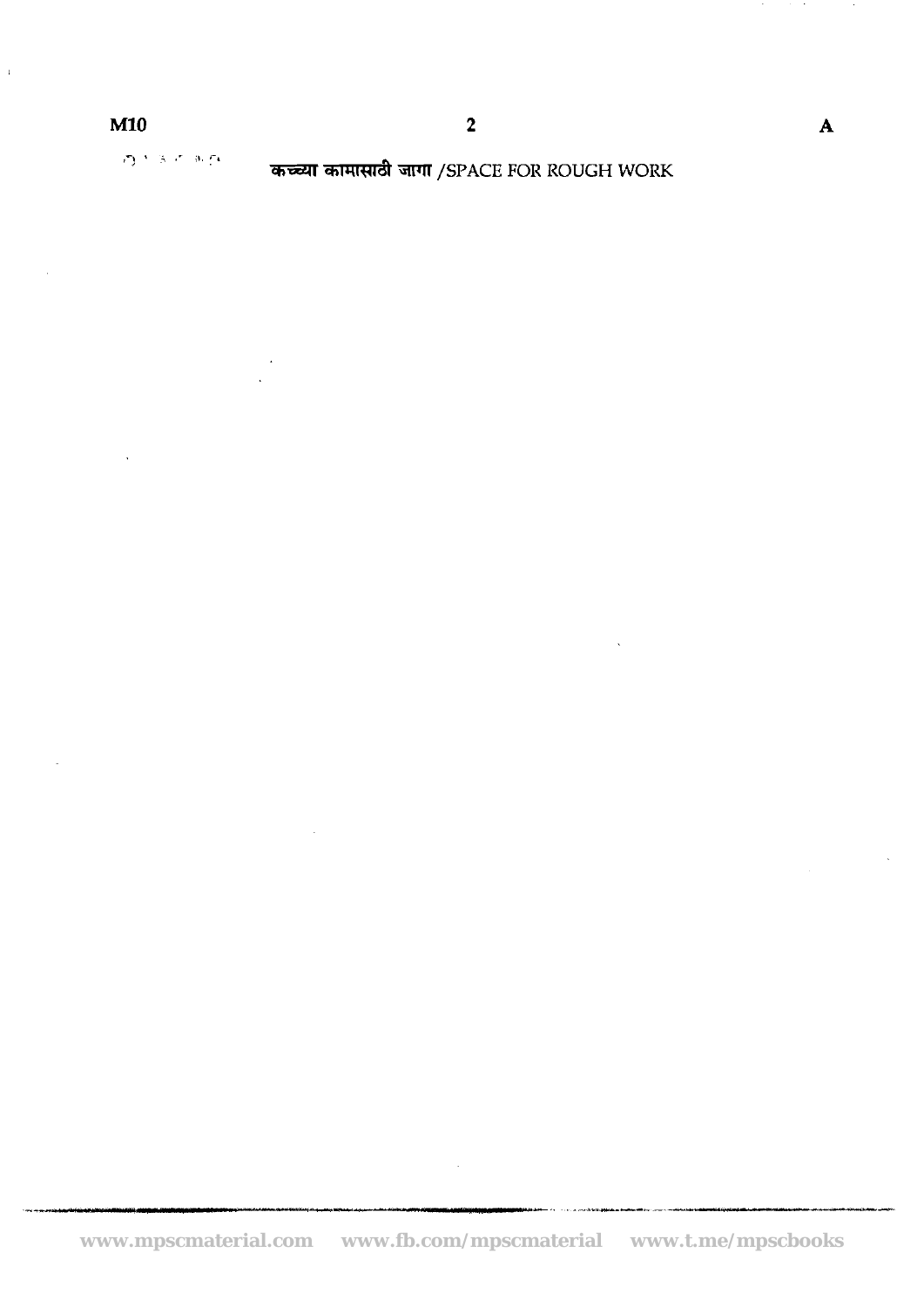कच्च्या कामासाठी जागा /SPACE FOR ROUGH WORK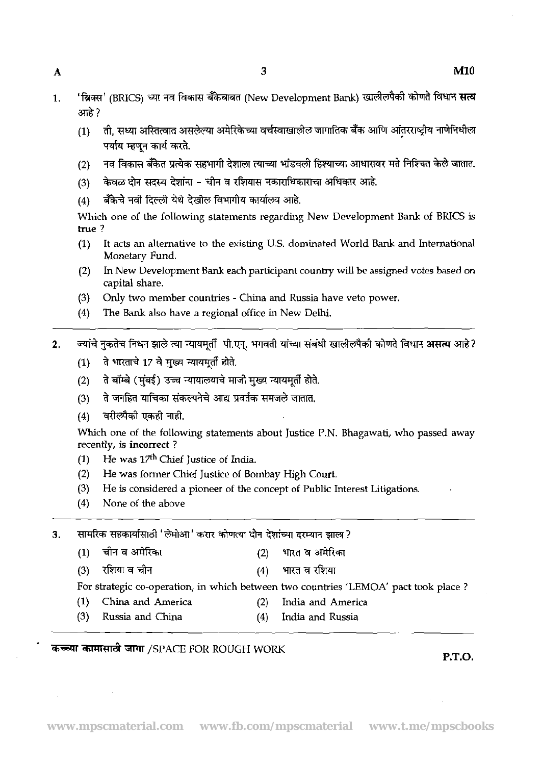1. 'ब्रिक्स' (BRICS) च्या नव विकास बँकेबाबत (New Development Bank) खालीलपैकी कोणते विधान **सत्य** आहे ?

   (1) ती, सध्या अस्तित्वात असलेल्या अमेरिकेच्या वर्चस्वाखालील जागतिक बँक आणि आंतरराष्ट्रीय नाणेनिधीला पर्याय म्हणून कार्य करते.
   (2) नव विकास बँकेत प्रत्येक सहभागी देशाला त्याच्या भांडवली हिश्याच्या आधारावर मते निश्चित केले जातात.
   (3) केवळ दोन सदस्य देशांना – चीन व रशियास नकाराधिकाराचा अधिकार आहे.
   (4) बँकेचे नवी दिल्ली येथे देखील विभागीय कार्यालय आहे.

   Which one of the following statements regarding New Development Bank of BRICS is **true** ?

   (1) It acts an alternative to the existing U.S. dominated World Bank and International Monetary Fund.
   (2) In New Development Bank each participant country will be assigned votes based on capital share.
   (3) Only two member countries - China and Russia have veto power.
   (4) The Bank also have a regional office in New Delhi.

2. ज्यांचे नुकतेच निधन झाले त्या न्यायमूर्ती पी.एन्. भगवती यांच्या संबंधी खालीलपैकी कोणते विधान **असत्य** आहे ?

   (1) ते भारताचे 17 वे मुख्य न्यायमूर्ती होते.
   (2) ते बॉम्बे (मुंबई) उच्च न्यायालयाचे माजी मुख्य न्यायमूर्ती होते.
   (3) ते जनहित याचिका संकल्पनेचे आद्य प्रवर्तक समजले जातात.
   (4) वरीलपैकी एकही नाही.

   Which one of the following statements about Justice P.N. Bhagawati, who passed away recently, is **incorrect** ?

   (1) He was 17th Chief Justice of India.
   (2) He was former Chief Justice of Bombay High Court.
   (3) He is considered a pioneer of the concept of Public Interest Litigations.
   (4) None of the above

3. सामरिक सहकार्यासाठी 'लेमोआ' करार कोणत्या दोन देशांच्या दरम्यान झाला ?

   (1) चीन व अमेरिका (2) भारत व अमेरिका
   (3) रशिया व चीन (4) भारत व रशिया

   For strategic co-operation, in which between two countries 'LEMOA' pact took place ?

   (1) China and America (2) India and America
   (3) Russia and China (4) India and Russia

**कच्च्या कामासाठी जागा** /SPACE FOR ROUGH WORK

P.T.O.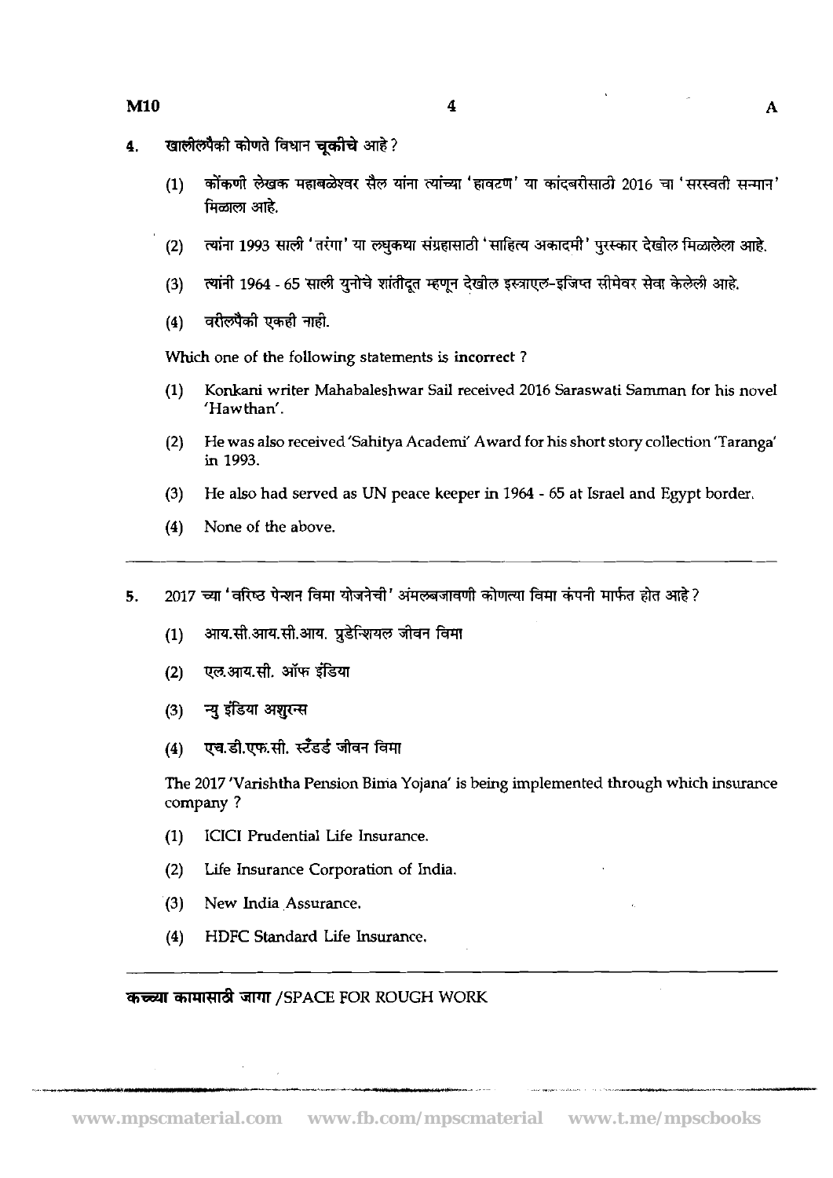4. खालीलपैकी कोणते विधान **चूकीचे** आहे ?

   (1) कोंकणी लेखक महाबळेश्वर सैल यांना त्यांच्या 'हावटण' या कांदबरीसाठी 2016 चा 'सरस्वती सन्मान' मिळाला आहे.

   (2) त्यांना 1993 साली 'तरंगा' या लघुकथा संग्रहासाठी 'साहित्य अकादमी' पुरस्कार देखील मिळालेला आहे.

   (3) त्यांनी 1964 - 65 साली युनोचे शांतीदूत म्हणून देखील इस्त्राएल-इजिप्त सीमेवर सेवा केलेली आहे.

   (4) वरीलपैकी एकही नाही.

   Which one of the following statements is **incorrect** ?

   (1) Konkani writer Mahabaleshwar Sail received 2016 Saraswati Samman for his novel 'Hawthan'.

   (2) He was also received 'Sahitya Academi' Award for his short story collection 'Taranga' in 1993.

   (3) He also had served as UN peace keeper in 1964 - 65 at Israel and Egypt border.

   (4) None of the above.

---

5. 2017 च्या 'वरिष्ठ पेन्शन विमा योजनेची' अंमलबजावणी कोणत्या विमा कंपनी मार्फत होत आहे ?

   (1) आय.सी.आय.सी.आय. प्रुडेन्शियल जीवन विमा

   (2) एल.आय.सी. ऑफ इंडिया

   (3) न्यु इंडिया अशुरन्स

   (4) एच.डी.एफ.सी. स्टॅंडर्ड जीवन विमा

   The 2017 'Varishtha Pension Bima Yojana' is being implemented through which insurance company ?

   (1) ICICI Prudential Life Insurance.

   (2) Life Insurance Corporation of India.

   (3) New India Assurance.

   (4) HDFC Standard Life Insurance.

---

**कच्च्या कामासाठी जागा** /SPACE FOR ROUGH WORK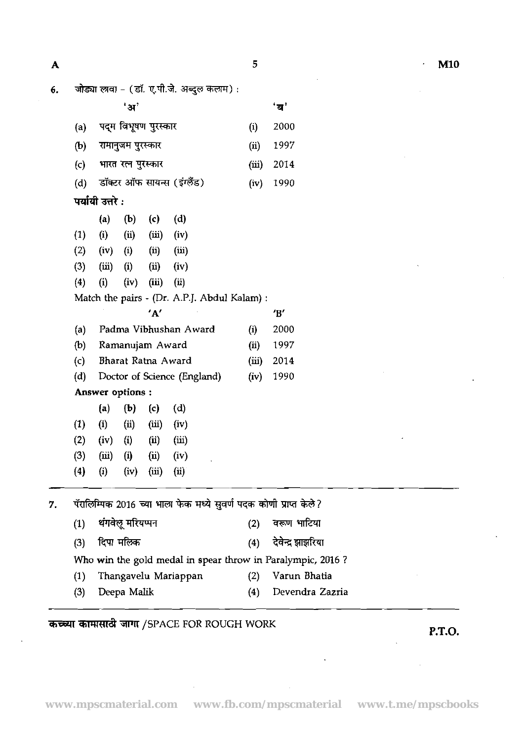6. जोड्या लावा - (डॉ. ए.पी.जे. अब्दुल कलाम) :

| | 'अ' | | 'ब' |
|---|---|---|---|
| (a) | पद्म विभूषण पुरस्कार | (i) | 2000 |
| (b) | रामानुजम पुरस्कार | (ii) | 1997 |
| (c) | भारत रत्न पुरस्कार | (iii) | 2014 |
| (d) | डॉक्टर ऑफ सायन्स (इंग्लंड) | (iv) | 1990 |

**पर्यायी उत्तरे :**

| | (a) | (b) | (c) | (d) |
|---|---|---|---|---|
| (1) | (i) | (ii) | (iii) | (iv) |
| (2) | (iv) | (i) | (ii) | (iii) |
| (3) | (iii) | (i) | (ii) | (iv) |
| (4) | (i) | (iv) | (iii) | (ii) |

Match the pairs - (Dr. A.P.J. Abdul Kalam) :

| | 'A' | | 'B' |
|---|---|---|---|
| (a) | Padma Vibhushan Award | (i) | 2000 |
| (b) | Ramanujam Award | (ii) | 1997 |
| (c) | Bharat Ratna Award | (iii) | 2014 |
| (d) | Doctor of Science (England) | (iv) | 1990 |

**Answer options :**

| | (a) | (b) | (c) | (d) |
|---|---|---|---|---|
| (1) | (i) | (ii) | (iii) | (iv) |
| (2) | (iv) | (i) | (ii) | (iii) |
| (3) | (iii) | (i) | (ii) | (iv) |
| (4) | (i) | (iv) | (iii) | (ii) |

---

7. पॅरालिम्पिक 2016 च्या भाला फेक मध्ये सुवर्ण पदक कोणी प्राप्त केले?

(1) थंगवेलू मरियप्पन (2) वरूण भाटिया

(3) दिपा मलिक (4) देवेन्द्र झाझरिया

Who win the gold medal in spear throw in Paralympic, 2016 ?

(1) Thangavelu Mariappan (2) Varun Bhatia

(3) Deepa Malik (4) Devendra Zazria

**कच्च्या कामासाठी जागा** /SPACE FOR ROUGH WORK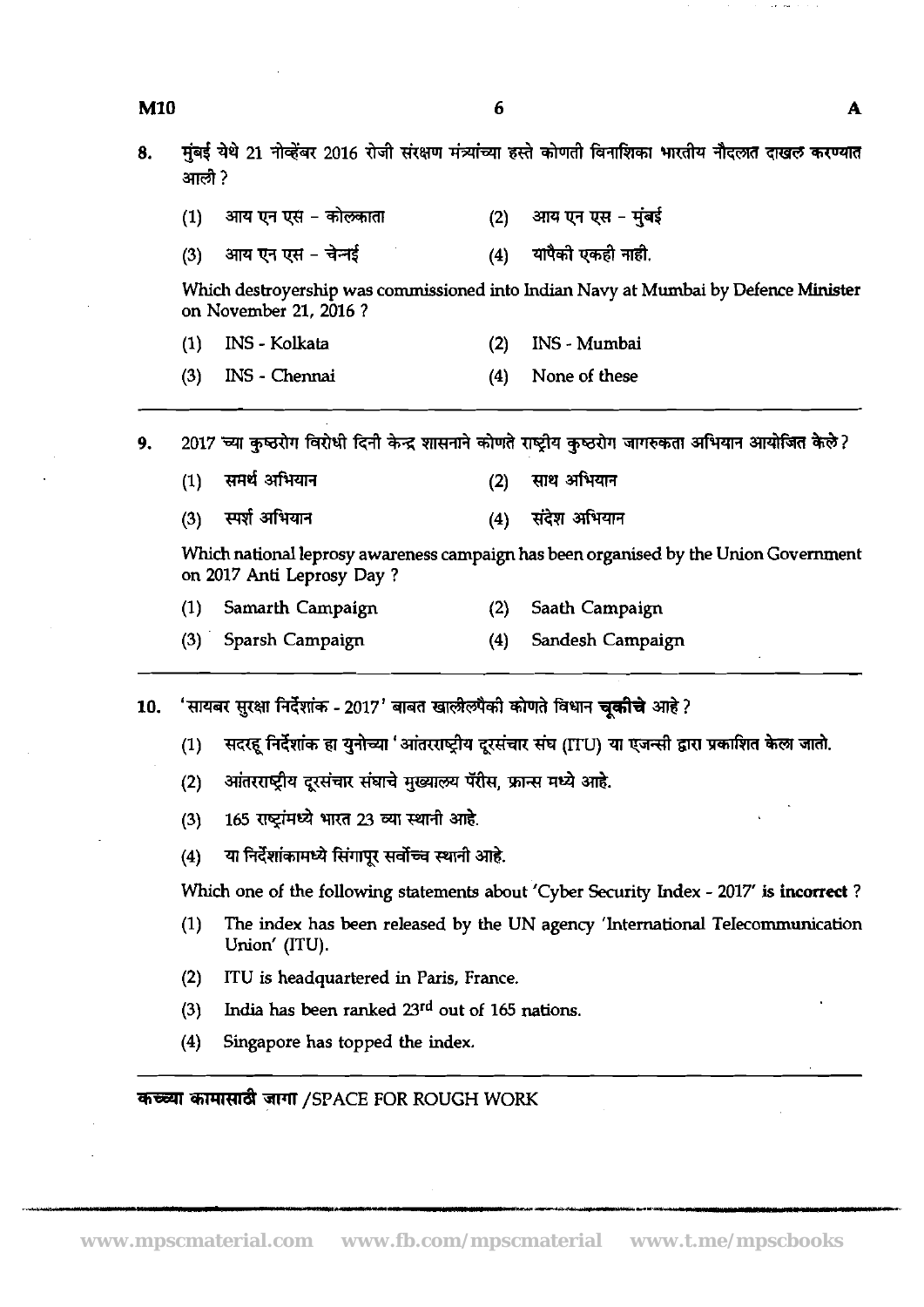8. मुंबई येथे 21 नोव्हेंबर 2016 रोजी संरक्षण मंत्र्यांच्या हस्ते कोणती विनाशिका भारतीय नौदलात दाखल करण्यात आली ?

   (1) आय एन एस – कोलकाता  (2) आय एन एस – मुंबई
   (3) आय एन एस – चेन्नई  (4) यापैकी एकही नाही.

   Which destroyership was commissioned into Indian Navy at Mumbai by Defence Minister on November 21, 2016 ?

   (1) INS - Kolkata  (2) INS - Mumbai
   (3) INS - Chennai  (4) None of these

---

9. 2017 च्या कुष्ठरोग विरोधी दिनी केन्द्र शासनाने कोणते राष्ट्रीय कुष्ठरोग जागरुकता अभियान आयोजित केले ?

   (1) समर्थ अभियान  (2) साथ अभियान
   (3) स्पर्श अभियान  (4) संदेश अभियान

   Which national leprosy awareness campaign has been organised by the Union Government on 2017 Anti Leprosy Day ?

   (1) Samarth Campaign  (2) Saath Campaign
   (3) Sparsh Campaign  (4) Sandesh Campaign

---

10. 'सायबर सुरक्षा निर्देशांक - 2017' बाबत खालीलपैकी कोणते विधान **चूकीचे** आहे ?

   (1) सदरहू निर्देशांक हा युनोच्या 'आंतरराष्ट्रीय दूरसंचार संघ (ITU) या एजन्सी द्वारा प्रकाशित केला जातो.
   (2) आंतरराष्ट्रीय दूरसंचार संघाचे मुख्यालय पॅरीस, फ्रान्स मध्ये आहे.
   (3) 165 राष्ट्रांमध्ये भारत 23 व्या स्थानी आहे.
   (4) या निर्देशांकामध्ये सिंगापूर सर्वोच्च स्थानी आहे.

   Which one of the following statements about 'Cyber Security Index - 2017' is **incorrect** ?

   (1) The index has been released by the UN agency 'International Telecommunication Union' (ITU).
   (2) ITU is headquartered in Paris, France.
   (3) India has been ranked 23rd out of 165 nations.
   (4) Singapore has topped the index.

---

**कच्च्या कामासाठी जागा** /SPACE FOR ROUGH WORK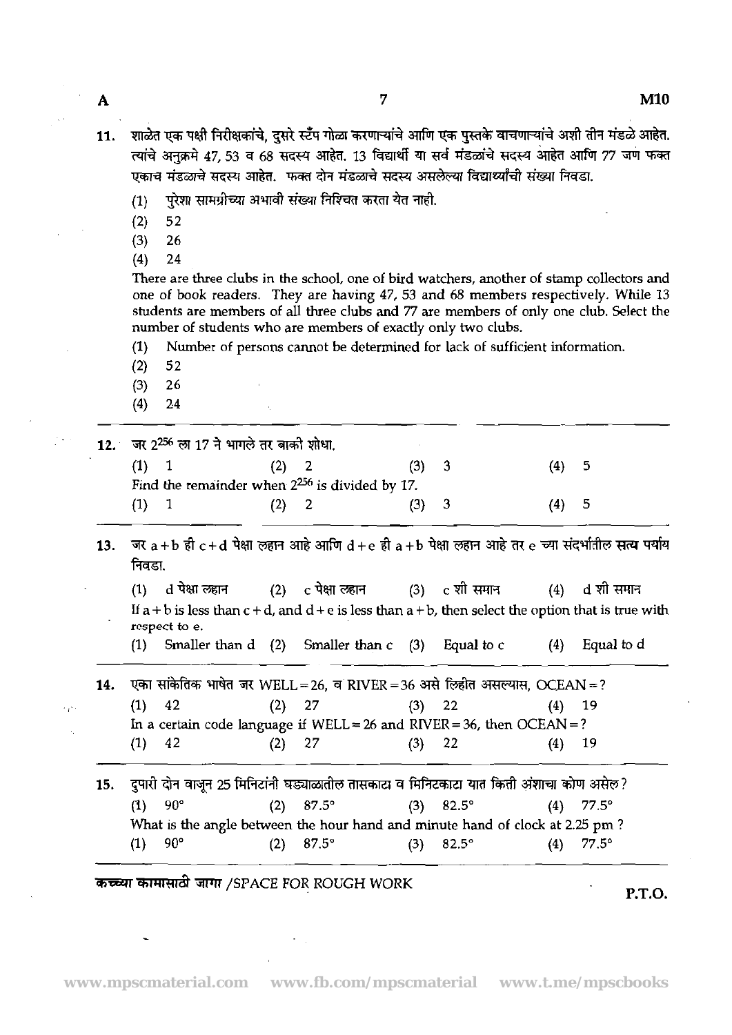11. शाळेत एक पक्षी निरीक्षकांचे, दुसरे स्टँप गोळा करणाऱ्यांचे आणि एक पुस्तके वाचणाऱ्यांचे अशी तीन मंडळे आहेत. त्यांचे अनुक्रमे 47, 53 व 68 सदस्य आहेत. 13 विद्यार्थी या सर्व मंडळांचे सदस्य आहेत आणि 77 जण फक्त एकाच मंडळाचे सदस्य आहेत. फक्त दोन मंडळाचे सदस्य असलेल्या विद्यार्थ्यांची संख्या निवडा.

    (1) पुरेशा सामग्रीच्या अभावी संख्या निश्चित करता येत नाही.
    (2) 52
    (3) 26
    (4) 24

    There are three clubs in the school, one of bird watchers, another of stamp collectors and one of book readers. They are having 47, 53 and 68 members respectively. While 13 students are members of all three clubs and 77 are members of only one club. Select the number of students who are members of exactly only two clubs.

    (1) Number of persons cannot be determined for lack of sufficient information.
    (2) 52
    (3) 26
    (4) 24

---

12. जर $2^{256}$ ला 17 ने भागले तर बाकी शोधा.

    (1) 1 (2) 2 (3) 3 (4) 5

    Find the remainder when $2^{256}$ is divided by 17.

    (1) 1 (2) 2 (3) 3 (4) 5

---

13. जर $a + b$ ही $c + d$ पेक्षा लहान आहे आणि $d + e$ ही $a + b$ पेक्षा लहान आहे तर e च्या संदर्भातील **सत्य** पर्याय निवडा.

    (1) d पेक्षा लहान (2) c पेक्षा लहान (3) c शी समान (4) d शी समान

    If $a + b$ is less than $c + d$, and $d + e$ is less than $a + b$, then select the option that is true with respect to e.

    (1) Smaller than d (2) Smaller than c (3) Equal to c (4) Equal to d

---

14. एका सांकेतिक भाषेत जर WELL = 26, व RIVER = 36 असे लिहीत असल्यास, OCEAN = ?

    (1) 42 (2) 27 (3) 22 (4) 19

    In a certain code language if WELL = 26 and RIVER = 36, then OCEAN = ?

    (1) 42 (2) 27 (3) 22 (4) 19

---

15. दुपारी दोन वाजून 25 मिनिटांनी घड्याळातील तासकाटा व मिनिटकाटा यात किती अंशाचा कोण असेल?

    (1) 90° (2) 87.5° (3) 82.5° (4) 77.5°

    What is the angle between the hour hand and minute hand of clock at 2.25 pm ?

    (1) 90° (2) 87.5° (3) 82.5° (4) 77.5°

---

कच्च्या कामासाठी जागा /SPACE FOR ROUGH WORK

P.T.O.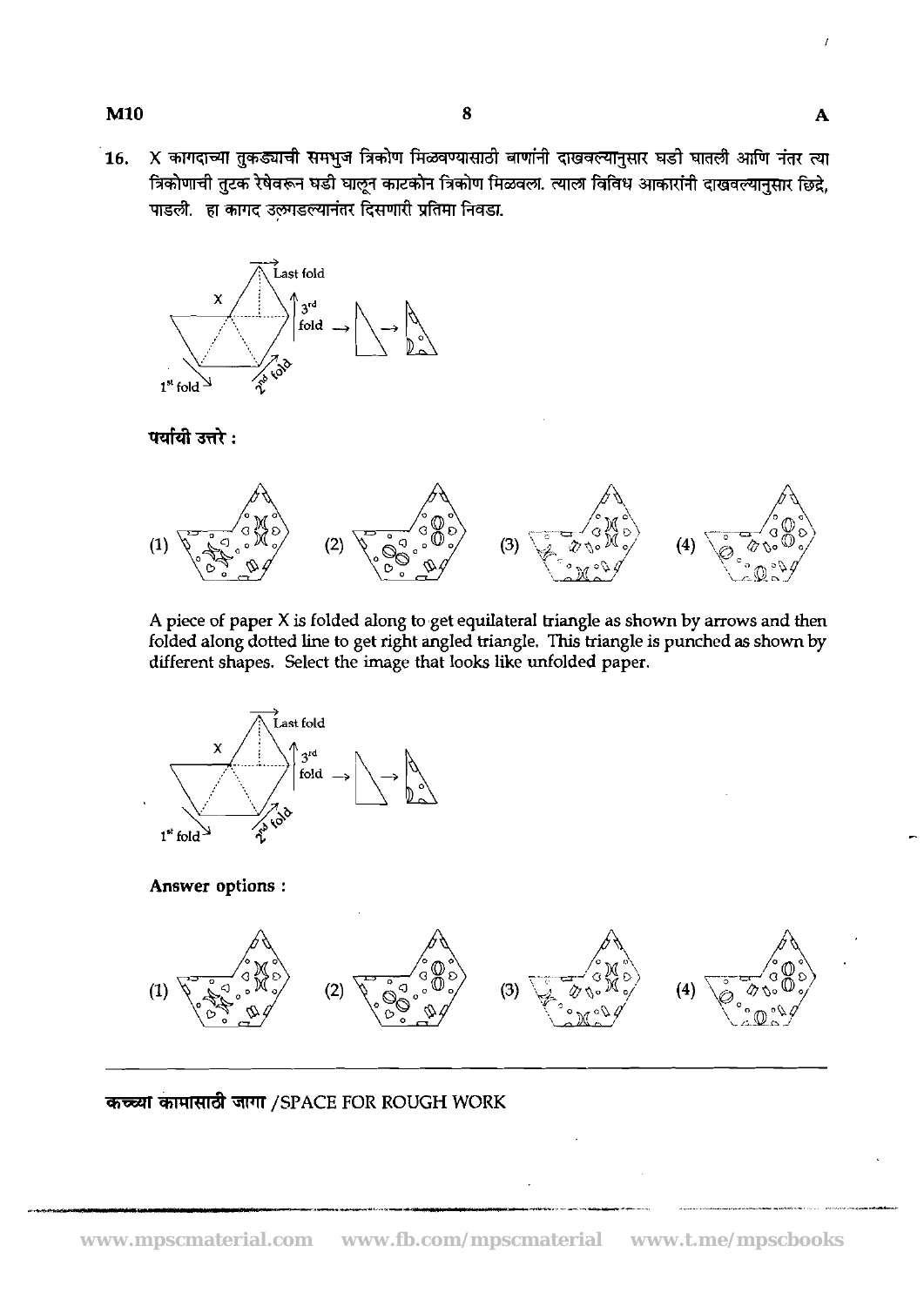16. X कागदाच्या तुकड्याची समभुज त्रिकोण मिळवण्यासाठी बाणांनी दाखवल्यानुसार घडी घातली आणि नंतर त्या त्रिकोणाची तुटक रेषेवरून घडी घालून काटकोन त्रिकोण मिळवला. त्याला विविध आकारांनी दाखवल्यानुसार छिद्रे, पाडली. हा कागद उलगडल्यानंतर दिसणारी प्रतिमा निवडा.

Last fold

X

3rd fold

1st fold

2nd fold

**पर्यायी उत्तरे :**

(1) (2) (3) (4)

A piece of paper X is folded along to get equilateral triangle as shown by arrows and then folded along dotted line to get right angled triangle. This triangle is punched as shown by different shapes. Select the image that looks like unfolded paper.

Last fold

X

3rd fold

1st fold

2nd fold

**Answer options :**

(1) (2) (3) (4)

कच्च्या कामासाठी जागा /SPACE FOR ROUGH WORK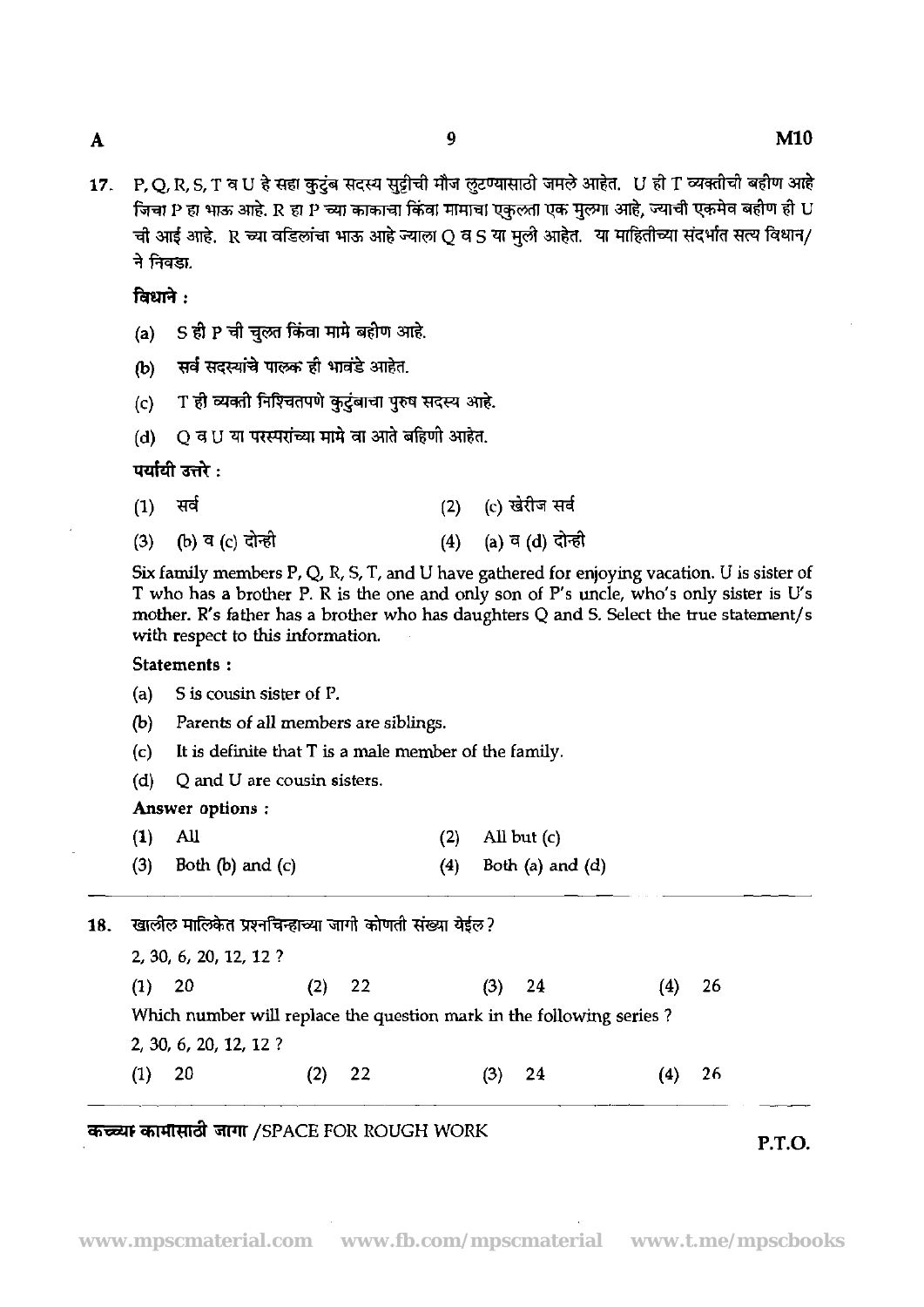17. P, Q, R, S, T व U हे सहा कुटुंब सदस्य सुट्टीची मौज लुटण्यासाठी जमले आहेत. U ही T व्यक्तीची बहीण आहे जिचा P हा भाऊ आहे. R हा P च्या काकाचा किंवा मामाचा एकुलता एक मुलगा आहे, ज्याची एकमेव बहीण ही U ची आई आहे. R च्या वडिलांचा भाऊ आहे ज्याला Q व S या मुली आहेत. या माहितीच्या संदर्भात सत्य विधान/ने निवडा.

**विधाने :**

(a) S ही P ची चुलत किंवा मामे बहीण आहे.

(b) सर्व सदस्यांचे पालक ही भावंडे आहेत.

(c) T ही व्यक्ती निश्चितपणे कुटुंबाचा पुरुष सदस्य आहे.

(d) Q व U या परस्परांच्या मामे वा आते बहिणी आहेत.

**पर्यायी उत्तरे :**

(1) सर्व
(2) (c) खेरीज सर्व
(3) (b) व (c) दोन्ही
(4) (a) व (d) दोन्ही

Six family members P, Q, R, S, T, and U have gathered for enjoying vacation. U is sister of T who has a brother P. R is the one and only son of P's uncle, who's only sister is U's mother. R's father has a brother who has daughters Q and S. Select the true statement/s with respect to this information.

**Statements :**

(a) S is cousin sister of P.

(b) Parents of all members are siblings.

(c) It is definite that T is a male member of the family.

(d) Q and U are cousin sisters.

**Answer options :**

(1) All
(2) All but (c)
(3) Both (b) and (c)
(4) Both (a) and (d)

---

18. खालील मालिकेत प्रश्नचिन्हाच्या जागी कोणती संख्या येईल?

2, 30, 6, 20, 12, 12 ?

(1) 20
(2) 22
(3) 24
(4) 26

Which number will replace the question mark in the following series ?

2, 30, 6, 20, 12, 12 ?

(1) 20
(2) 22
(3) 24
(4) 26

---

कच्च्या कामासाठी जागा /SPACE FOR ROUGH WORK

P.T.O.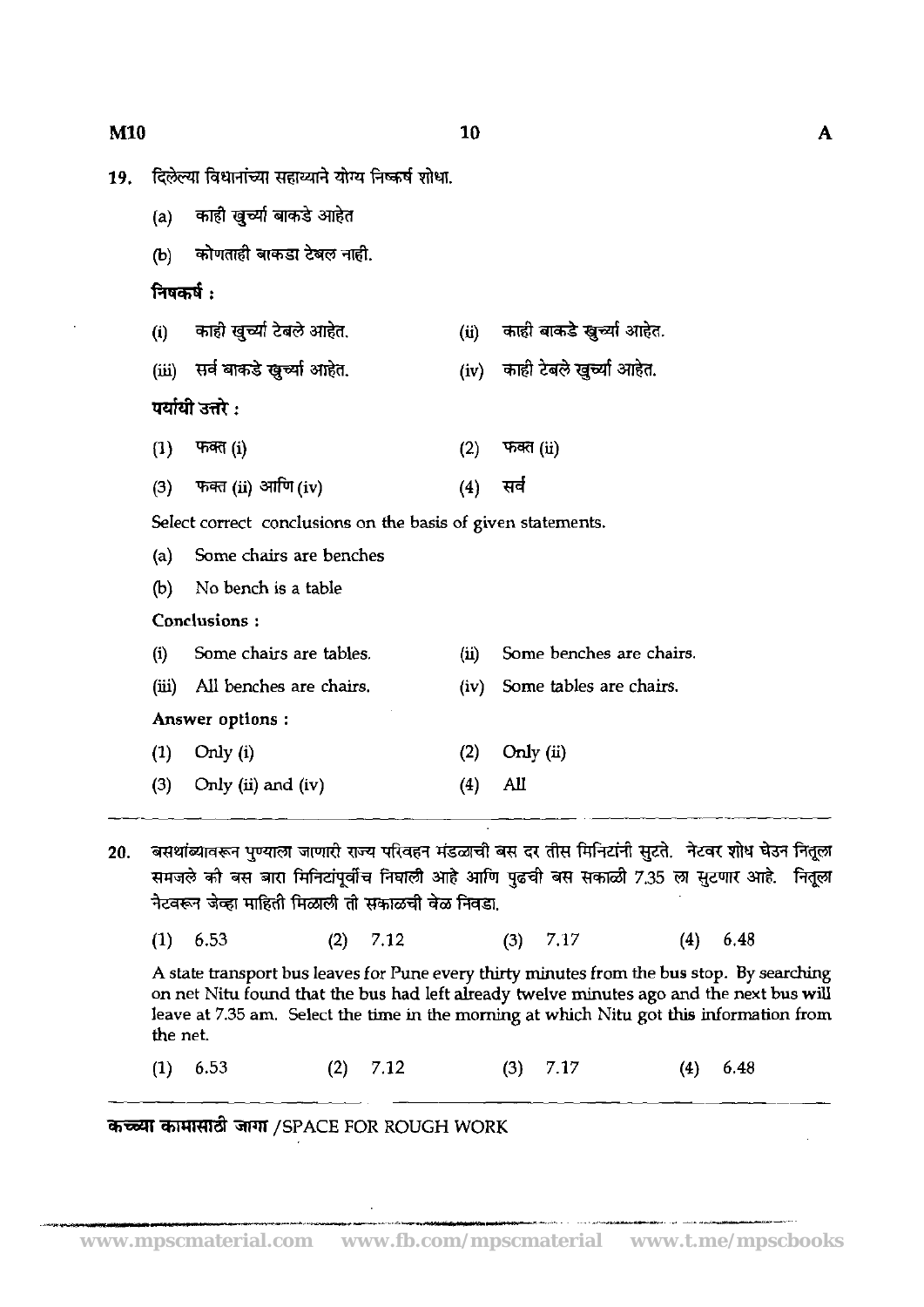19. दिलेल्या विधानांच्या सहाय्याने योग्य निष्कर्ष शोधा.

   (a) काही खुर्च्या बाकडे आहेत

   (b) कोणताही बाकडा टेबल नाही.

   **निषकर्ष :**

   (i) काही खुर्च्या टेबले आहेत. (ii) काही बाकडे खुर्च्या आहेत.

   (iii) सर्व बाकडे खुर्च्या आहेत. (iv) काही टेबले खुर्च्या आहेत.

   **पर्यायी उत्तरे :**

   (1) फक्त (i) (2) फक्त (ii)

   (3) फक्त (ii) आणि (iv) (4) सर्व

   Select correct conclusions on the basis of given statements.

   (a) Some chairs are benches

   (b) No bench is a table

   **Conclusions :**

   (i) Some chairs are tables. (ii) Some benches are chairs.

   (iii) All benches are chairs. (iv) Some tables are chairs.

   **Answer options :**

   (1) Only (i) (2) Only (ii)

   (3) Only (ii) and (iv) (4) All

---

20. बसथांब्यावरून पुण्याला जाणारी राज्य परिवहन मंडळाची बस दर तीस मिनिटांनी सुटते. नेटवर शोध घेउन नितूला समजले की बस बारा मिनिटांपूर्वीच निघाली आहे आणि पुढची बस सकाळी 7.35 ला सुटणार आहे. नितूला नेटवरून जेव्हा माहिती मिळाली ती सकाळची वेळ निवडा.

   (1) 6.53 (2) 7.12 (3) 7.17 (4) 6.48

   A state transport bus leaves for Pune every thirty minutes from the bus stop. By searching on net Nitu found that the bus had left already twelve minutes ago and the next bus will leave at 7.35 am. Select the time in the morning at which Nitu got this information from the net.

   (1) 6.53 (2) 7.12 (3) 7.17 (4) 6.48

---

**कच्च्या कामासाठी जागा** /SPACE FOR ROUGH WORK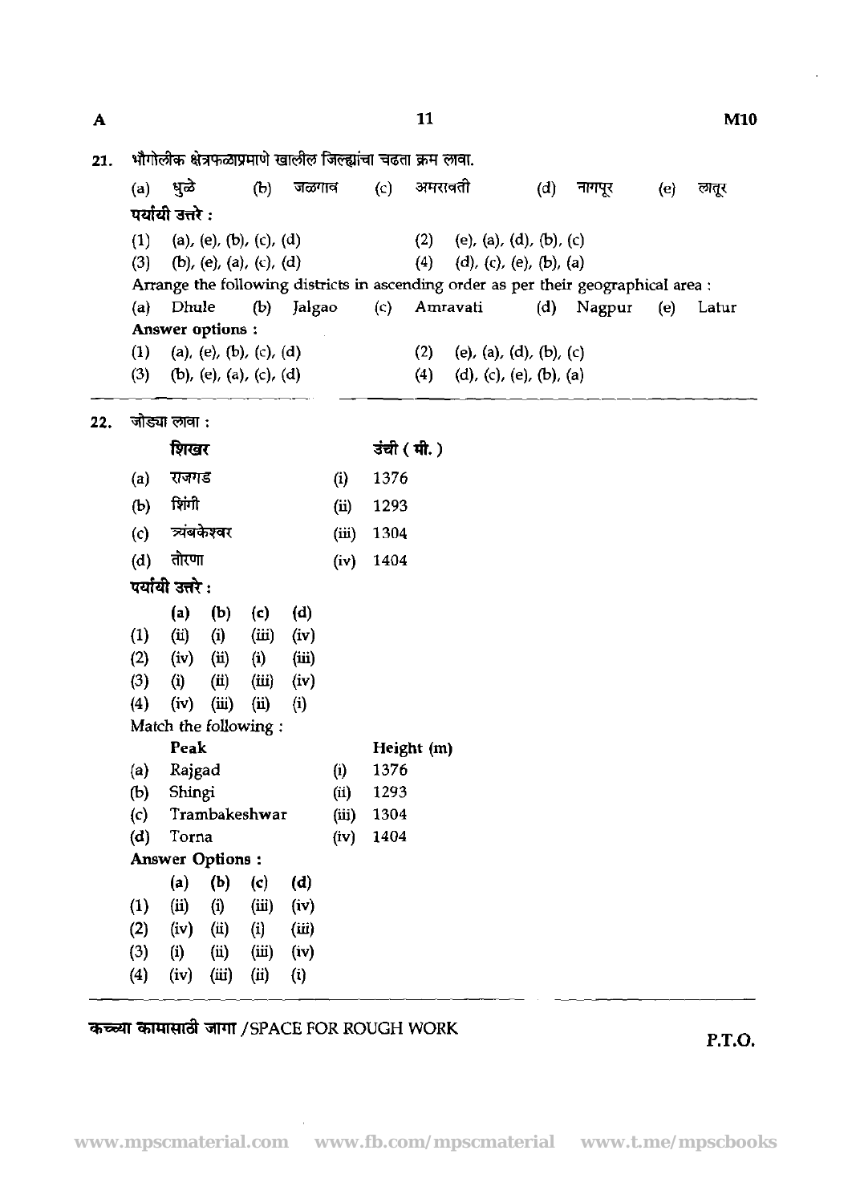21. भौगोलीक क्षेत्रफळाप्रमाणे खालील जिल्ह्यांचा चढता क्रम लावा.

(a) धुळे (b) जळगाव (c) अमरावती (d) नागपूर (e) लातूर

**पर्यायी उत्तरे :**

(1) (a), (e), (b), (c), (d)
(2) (e), (a), (d), (b), (c)
(3) (b), (e), (a), (c), (d)
(4) (d), (c), (e), (b), (a)

Arrange the following districts in ascending order as per their geographical area :

(a) Dhule (b) Jalgao (c) Amravati (d) Nagpur (e) Latur

**Answer options :**

(1) (a), (e), (b), (c), (d)
(2) (e), (a), (d), (b), (c)
(3) (b), (e), (a), (c), (d)
(4) (d), (c), (e), (b), (a)

---

22. जोड्या लावा :

| | शिखर | | उंची ( मी. ) |
|---|---|---|---|
| (a) | राजगड | (i) | 1376 |
| (b) | शिंगी | (ii) | 1293 |
| (c) | त्र्यंबकेश्वर | (iii) | 1304 |
| (d) | तोरणा | (iv) | 1404 |

**पर्यायी उत्तरे :**

| | (a) | (b) | (c) | (d) |
|---|---|---|---|---|
| (1) | (ii) | (i) | (iii) | (iv) |
| (2) | (iv) | (ii) | (i) | (iii) |
| (3) | (i) | (ii) | (iii) | (iv) |
| (4) | (iv) | (iii) | (ii) | (i) |

Match the following :

| | Peak | | Height (m) |
|---|---|---|---|
| (a) | Rajgad | (i) | 1376 |
| (b) | Shingi | (ii) | 1293 |
| (c) | Trambakeshwar | (iii) | 1304 |
| (d) | Torna | (iv) | 1404 |

**Answer Options :**

| | (a) | (b) | (c) | (d) |
|---|---|---|---|---|
| (1) | (ii) | (i) | (iii) | (iv) |
| (2) | (iv) | (ii) | (i) | (iii) |
| (3) | (i) | (ii) | (iii) | (iv) |
| (4) | (iv) | (iii) | (ii) | (i) |

---

**कच्च्या कामासाठी जागा /SPACE FOR ROUGH WORK**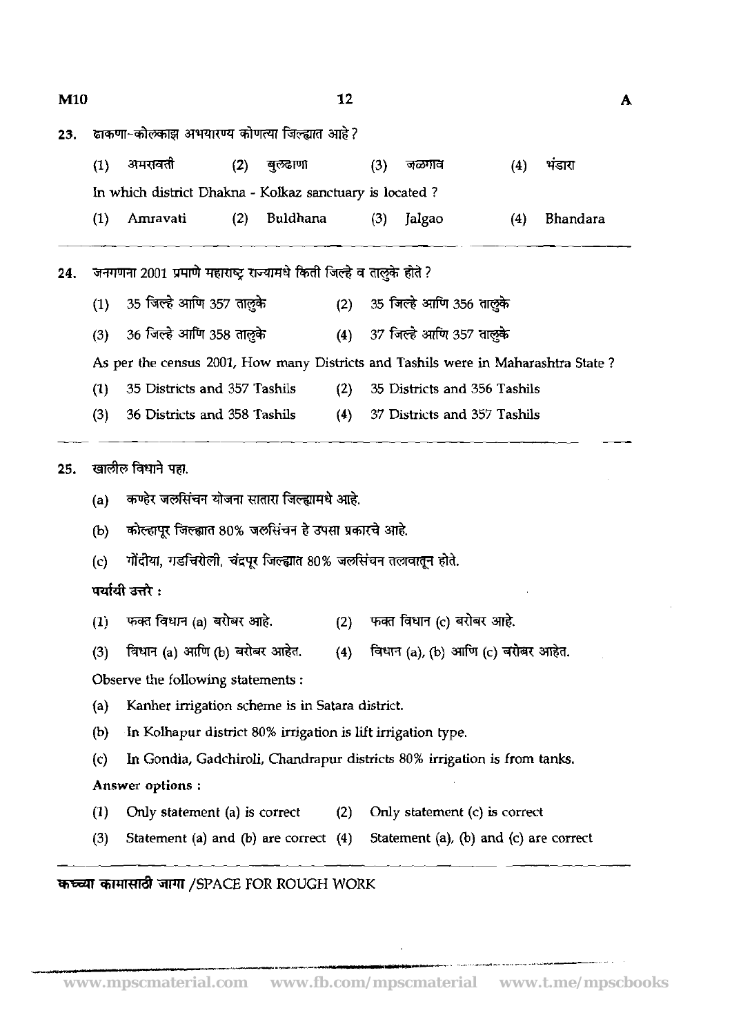23. ढाकणा-कोल्काझ अभयारण्य कोणत्या जिल्ह्यात आहे ?

(1) अमरावती (2) बुलढाणा (3) जळगाव (4) भंडारा

In which district Dhakna - Kolkaz sanctuary is located ?

(1) Amravati (2) Buldhana (3) Jalgao (4) Bhandara

---

24. जनगणना 2001 प्रमाणे महाराष्ट्र राज्यामधे किती जिल्हे व तालुके होते ?

(1) 35 जिल्हे आणि 357 तालुके (2) 35 जिल्हे आणि 356 तालुके

(3) 36 जिल्हे आणि 358 तालुके (4) 37 जिल्हे आणि 357 तालुके

As per the census 2001, How many Districts and Tashils were in Maharashtra State ?

(1) 35 Districts and 357 Tashils (2) 35 Districts and 356 Tashils

(3) 36 Districts and 358 Tashils (4) 37 Districts and 357 Tashils

---

25. खालील विधाने पहा.

(a) कण्हेर जलसिंचन योजना सातारा जिल्ह्यामधे आहे.

(b) कोल्हापूर जिल्ह्यात 80% जलसिंचन हे उपसा प्रकारचे आहे.

(c) गोंदीया, गडचिरोली, चंद्रपूर जिल्ह्यात 80% जलसिंचन तलावातून होते.

पर्यायी उत्तरे :

(1) फक्त विधान (a) बरोबर आहे. (2) फक्त विधान (c) बरोबर आहे.

(3) विधान (a) आणि (b) बरोबर आहेत. (4) विधान (a), (b) आणि (c) बरोबर आहेत.

Observe the following statements :

(a) Kanher irrigation scheme is in Satara district.

(b) In Kolhapur district 80% irrigation is lift irrigation type.

(c) In Gondia, Gadchiroli, Chandrapur districts 80% irrigation is from tanks.

Answer options :

(1) Only statement (a) is correct (2) Only statement (c) is correct

(3) Statement (a) and (b) are correct (4) Statement (a), (b) and (c) are correct

---

कच्च्या कामासाठी जागा /SPACE FOR ROUGH WORK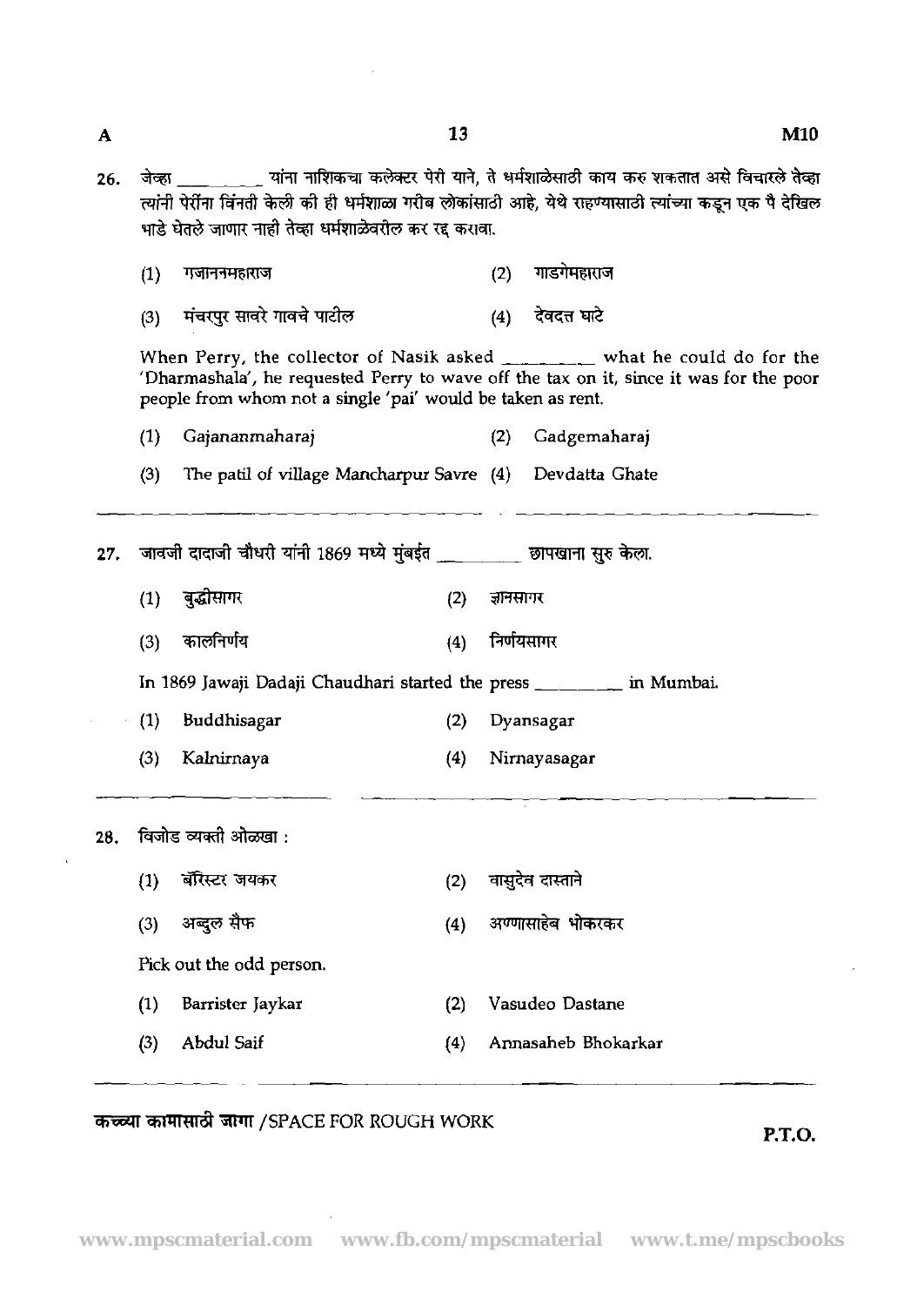26. जेव्हा ________ यांना नाशिकचा कलेक्टर पेरी याने, ते धर्मशाळेसाठी काय करु शकतात असे विचारले तेव्हा त्यांनी पेरींना विनंती केली की ही धर्मशाळा गरीब लोकांसाठी आहे, येथे राहण्यासाठी त्यांच्या कडून एक पै देखिल भाडे घेतले जाणार नाही तेव्हा धर्मशाळेवरील कर रद्द करावा.

(1) गजाननमहाराज (2) गाडगेमहाराज

(3) मंचरपुर सावरे गावचे पाटील (4) देवदत्त घाटे

When Perry, the collector of Nasik asked ________ what he could do for the 'Dharmashala', he requested Perry to wave off the tax on it, since it was for the poor people from whom not a single 'pai' would be taken as rent.

(1) Gajananmaharaj (2) Gadgemaharaj

(3) The patil of village Mancharpur Savre (4) Devdatta Ghate

---

27. जावजी दादाजी चौधरी यांनी 1869 मध्ये मुंबईत ________ छापखाना सुरु केला.

(1) बुद्धीसागर (2) ज्ञानसागर

(3) कालनिर्णय (4) निर्णयसागर

In 1869 Jawaji Dadaji Chaudhari started the press ________ in Mumbai.

(1) Buddhisagar (2) Dyansagar

(3) Kalnirnaya (4) Nirnayasagar

---

28. विजोड व्यक्ती ओळखा :

(1) बॅरिस्टर जयकर (2) वासुदेव दास्ताने

(3) अब्दुल सैफ (4) अण्णासाहेब भोकरकर

Pick out the odd person.

(1) Barrister Jaykar (2) Vasudeo Dastane

(3) Abdul Saif (4) Annasaheb Bhokarkar

---

कच्च्या कामासाठी जागा /SPACE FOR ROUGH WORK

P.T.O.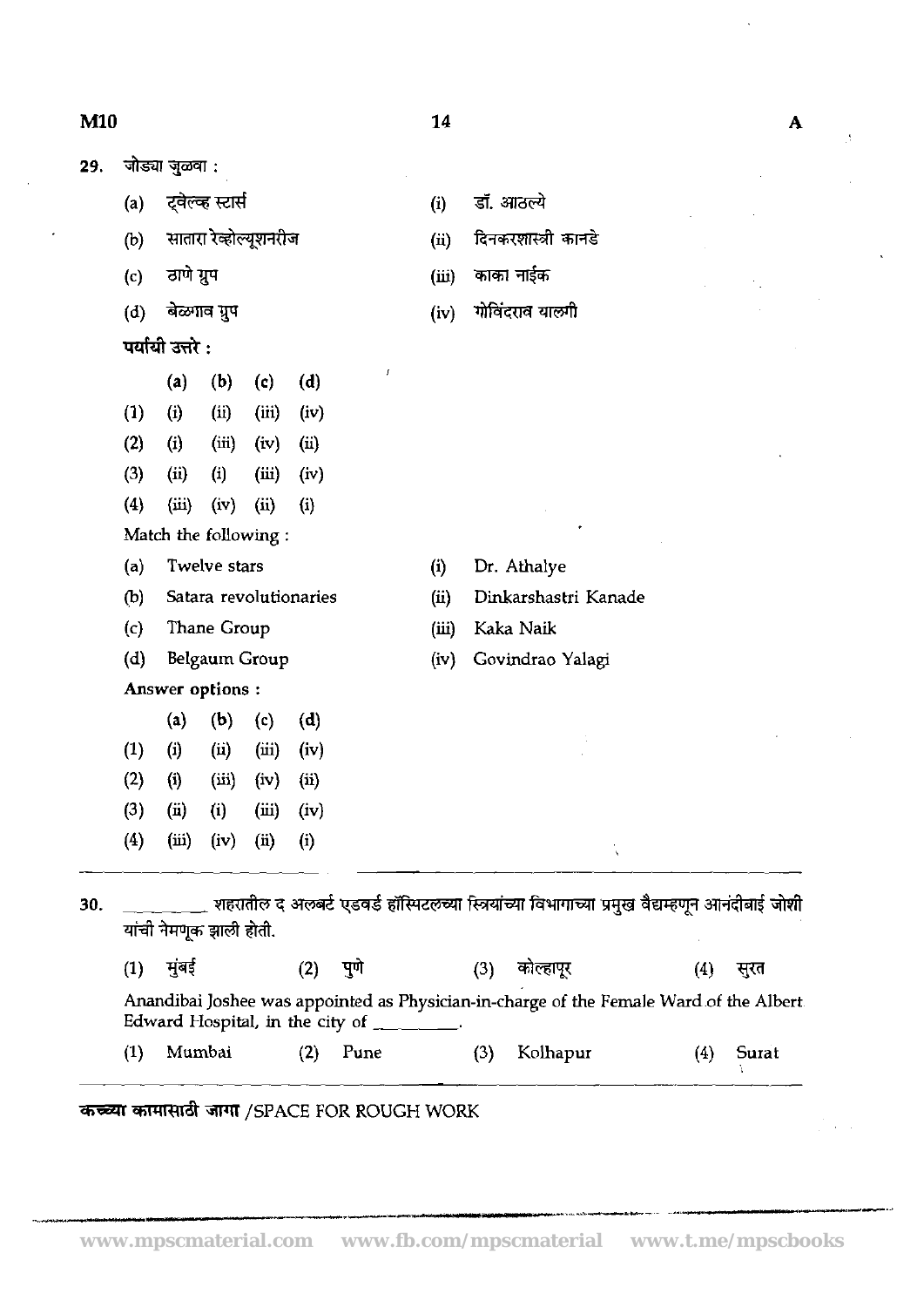29. जोड्या जुळवा :

| | | | |
|---|---|---|---|
| (a) | ट्वेल्व्ह स्टार्स | (i) | डॉ. आठल्ये |
| (b) | सातारा रेव्होल्यूशनरीज | (ii) | दिनकरशास्त्री कानडे |
| (c) | ठाणे ग्रुप | (iii) | काका नाईक |
| (d) | बेळगाव ग्रुप | (iv) | गोविंदराव यालगी |

**पर्यायी उत्तरे :**

| | (a) | (b) | (c) | (d) |
|---|---|---|---|---|
| (1) | (i) | (ii) | (iii) | (iv) |
| (2) | (i) | (iii) | (iv) | (ii) |
| (3) | (ii) | (i) | (iii) | (iv) |
| (4) | (iii) | (iv) | (ii) | (i) |

Match the following :

| | | | |
|---|---|---|---|
| (a) | Twelve stars | (i) | Dr. Athalye |
| (b) | Satara revolutionaries | (ii) | Dinkarshastri Kanade |
| (c) | Thane Group | (iii) | Kaka Naik |
| (d) | Belgaum Group | (iv) | Govindrao Yalagi |

**Answer options :**

| | (a) | (b) | (c) | (d) |
|---|---|---|---|---|
| (1) | (i) | (ii) | (iii) | (iv) |
| (2) | (i) | (iii) | (iv) | (ii) |
| (3) | (ii) | (i) | (iii) | (iv) |
| (4) | (iii) | (iv) | (ii) | (i) |

---

30. ________ शहरातील द अलबर्ट एडवर्ड हॉस्पिटलच्या स्त्रियांच्या विभागाच्या प्रमुख वैद्यम्हणून आनंदीबाई जोशी यांची नेमणूक झाली होती.

(1) मुंबई (2) पुणे (3) कोल्हापूर (4) सुरत

Anandibai Joshee was appointed as Physician-in-charge of the Female Ward of the Albert Edward Hospital, in the city of ________.

(1) Mumbai (2) Pune (3) Kolhapur (4) Surat

कच्च्या कामासाठी जागा /SPACE FOR ROUGH WORK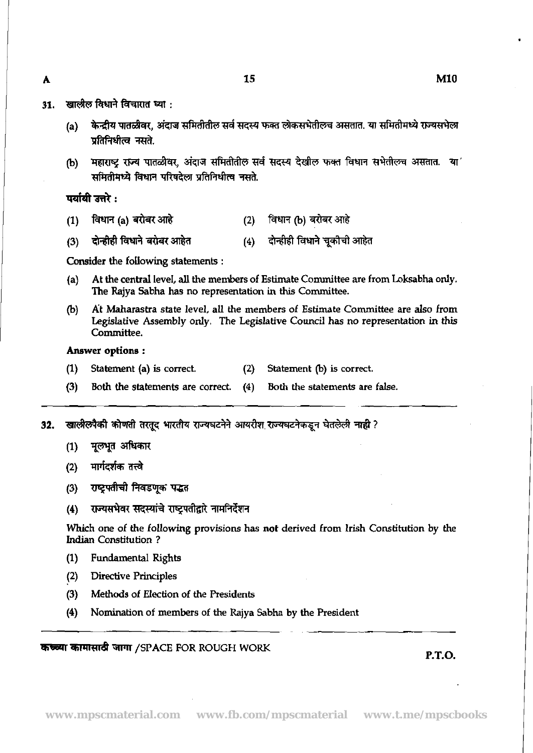31. खालील विधाने विचारात घ्या :

(a) केन्द्रीय पातळीवर, अंदाज समितीतील सर्व सदस्य फक्त लोकसभेतीलच असतात. या समितीमध्ये राज्यसभेला प्रतिनिधीत्व नसते.

(b) महाराष्ट्र राज्य पातळीवर, अंदाज समितीतील सर्व सदस्य देखील फक्त विधान सभेतीलच असतात. या समितीमध्ये विधान परिषदेला प्रतिनिधीत्व नसते.

**पर्यायी उत्तरे :**

(1) विधान (a) बरोबर आहे (2) विधान (b) बरोबर आहे

(3) दोन्हीही विधाने बरोबर आहेत (4) दोन्हीही विधाने चूकीची आहेत

Consider the following statements :

(a) At the central level, all the members of Estimate Committee are from Loksabha only. The Rajya Sabha has no representation in this Committee.

(b) At Maharastra state level, all the members of Estimate Committee are also from Legislative Assembly only. The Legislative Council has no representation in this Committee.

**Answer options :**

(1) Statement (a) is correct. (2) Statement (b) is correct.

(3) Both the statements are correct. (4) Both the statements are false.

---

32. खालीलपैकी कोणती तरतूद भारतीय राज्यघटनेने आयरीश राज्यघटनेकडून घेतलेली **नाही** ?

(1) मूलभूत अधिकार

(2) मार्गदर्शक तत्त्वे

(3) राष्ट्रपतीची निवडणूक पद्धत

(4) राज्यसभेवर सदस्यांचे राष्ट्रपतीद्वारे नामनिर्देशन

Which one of the following provisions has **not** derived from Irish Constitution by the Indian Constitution ?

(1) Fundamental Rights

(2) Directive Principles

(3) Methods of Election of the Presidents

(4) Nomination of members of the Rajya Sabha by the President

---

**कच्च्या कामासाठी जागा** /SPACE FOR ROUGH WORK

P.T.O.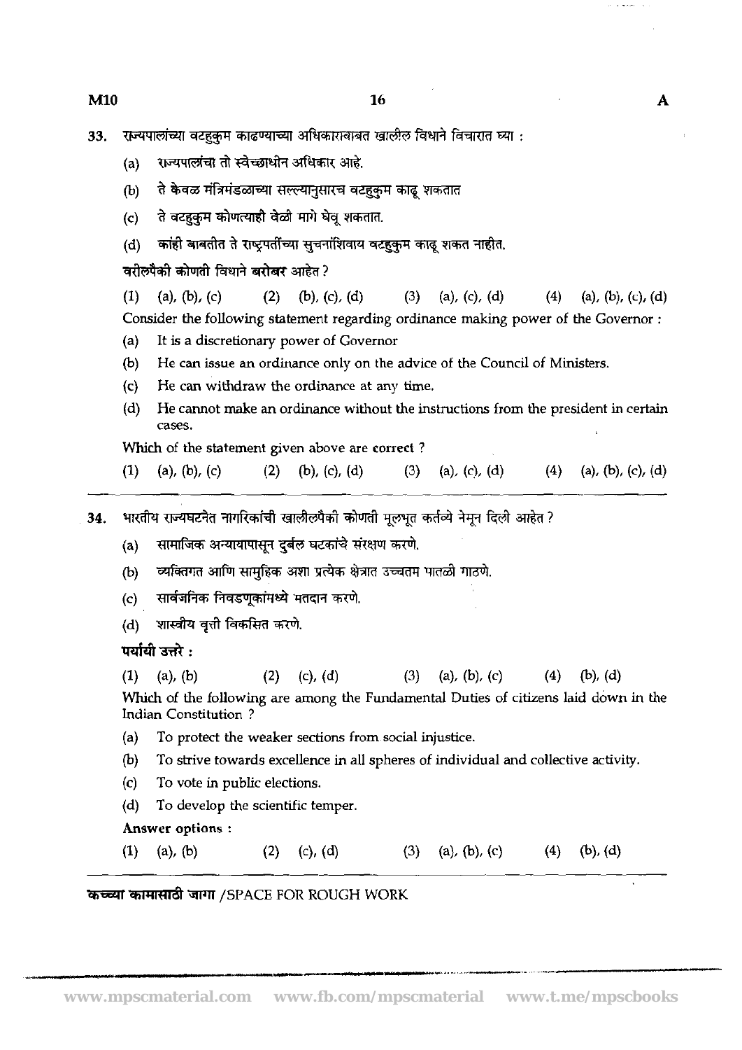33. राज्यपालांच्या वटहुकुम काढण्याच्या अधिकाराबाबत खालील विधाने विचारात घ्या :

(a) राज्यपालांचा तो स्वेच्छाधीन अधिकार आहे.

(b) ते केवळ मंत्रिमंडळाच्या सल्ल्यानुसारच वटहुकुम काढू शकतात

(c) ते वटहुकुम कोणत्याही वेळी मागे घेवू शकतात.

(d) कांही बाबतीत ते राष्ट्रपतींच्या सुचनांशिवाय वटहुकुम काढू शकत नाहीत.

वरीलपैकी कोणती विधाने **बरोबर** आहेत ?

(1) (a), (b), (c) (2) (b), (c), (d) (3) (a), (c), (d) (4) (a), (b), (c), (d)

Consider the following statement regarding ordinance making power of the Governor :

(a) It is a discretionary power of Governor

(b) He can issue an ordinance only on the advice of the Council of Ministers.

(c) He can withdraw the ordinance at any time.

(d) He cannot make an ordinance without the instructions from the president in certain cases.

Which of the statement given above are correct ?

(1) (a), (b), (c) (2) (b), (c), (d) (3) (a), (c), (d) (4) (a), (b), (c), (d)

---

34. भारतीय राज्यघटनेत नागरिकांची खालीलपैकी कोणती मूलभूत कर्तव्ये नेमून दिली आहेत ?

(a) सामाजिक अन्यायापासून दुर्बल घटकांचे संरक्षण करणे.

(b) व्यक्तिगत आणि सामुहिक अशा प्रत्येक क्षेत्रात उच्चतम पातळी गाठणे.

(c) सार्वजनिक निवडणूकांमध्ये मतदान करणे.

(d) शास्त्रीय वृत्ती विकसित करणे.

**पर्यायी उत्तरे :**

(1) (a), (b) (2) (c), (d) (3) (a), (b), (c) (4) (b), (d)

Which of the following are among the Fundamental Duties of citizens laid down in the Indian Constitution ?

(a) To protect the weaker sections from social injustice.

(b) To strive towards excellence in all spheres of individual and collective activity.

(c) To vote in public elections.

(d) To develop the scientific temper.

**Answer options :**

(1) (a), (b) (2) (c), (d) (3) (a), (b), (c) (4) (b), (d)

---

**कच्च्या कामासाठी जागा** /SPACE FOR ROUGH WORK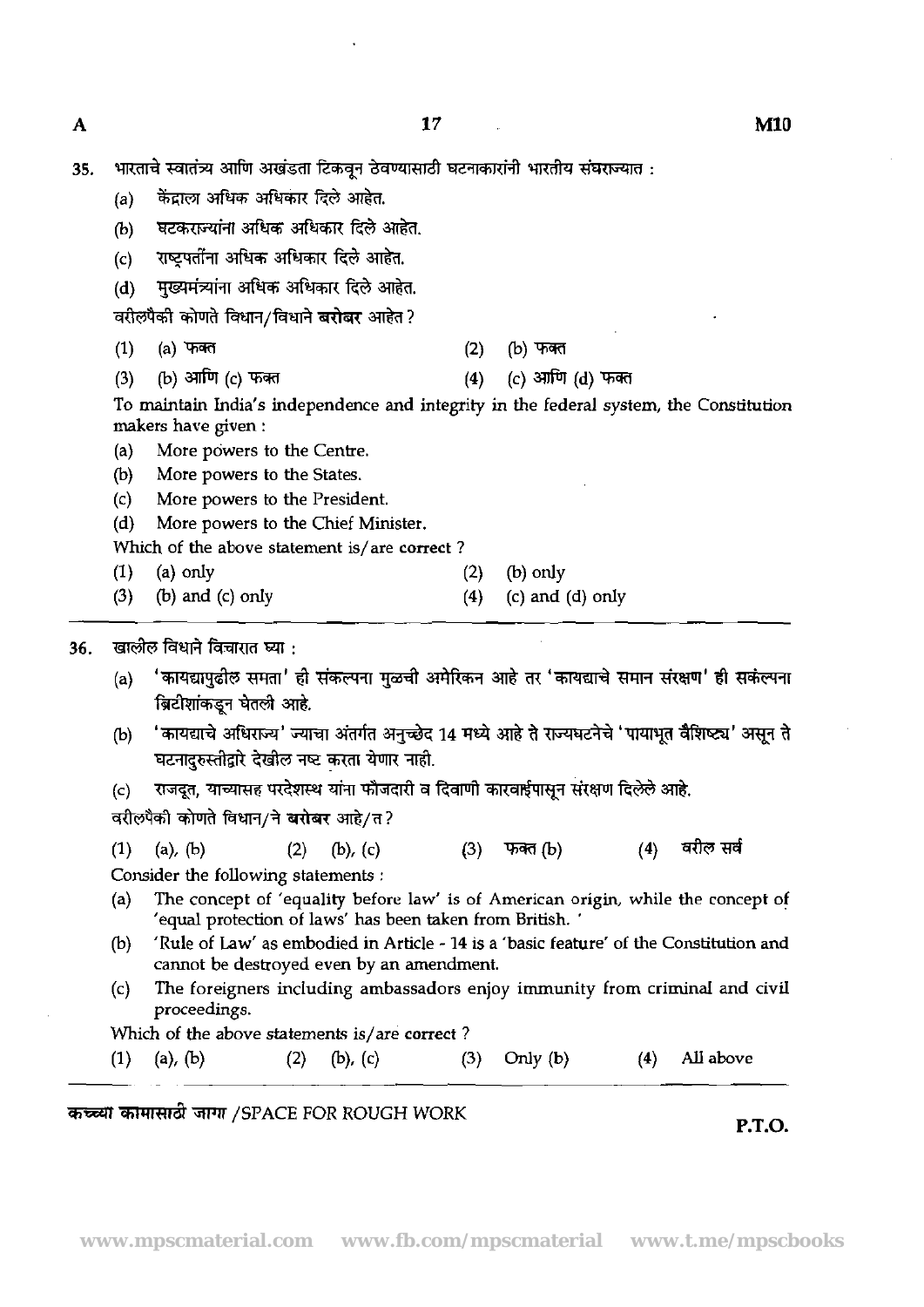35. भारताचे स्वातंत्र्य आणि अखंडता टिकवून ठेवण्यासाठी घटनाकारांनी भारतीय संघराज्यात :

(a) केंद्राला अधिक अधिकार दिले आहेत.

(b) घटकराज्यांना अधिक अधिकार दिले आहेत.

(c) राष्ट्रपतींना अधिक अधिकार दिले आहेत.

(d) मुख्यमंत्र्यांना अधिक अधिकार दिले आहेत.

वरीलपैकी कोणते विधान/विधाने **बरोबर** आहेत ?

(1) (a) फक्त (2) (b) फक्त

(3) (b) आणि (c) फक्त (4) (c) आणि (d) फक्त

To maintain India's independence and integrity in the federal system, the Constitution makers have given :

(a) More powers to the Centre.

(b) More powers to the States.

(c) More powers to the President.

(d) More powers to the Chief Minister.

Which of the above statement is/are **correct** ?

(1) (a) only (2) (b) only

(3) (b) and (c) only (4) (c) and (d) only

---

36. खालील विधाने विचारात घ्या :

(a) 'कायद्यापुढील समता' ही संकल्पना मुळची अमेरिकन आहे तर 'कायद्याचे समान संरक्षण' ही संकल्पना ब्रिटीशांकडून घेतली आहे.

(b) 'कायद्याचे अधिराज्य' ज्याचा अंतर्गत अनुच्छेद 14 मध्ये आहे ते राज्यघटनेचे 'पायाभूत वैशिष्ट्य' असून ते घटनादुरुस्तीद्वारे देखील नष्ट करता येणार नाही.

(c) राजदूत, याच्यासह परदेशस्थ यांना फौजदारी व दिवाणी कारवाईपासून संरक्षण दिलेले आहे.

वरीलपैकी कोणते विधान/ने **बरोबर** आहे/त ?

(1) (a), (b) (2) (b), (c) (3) फक्त (b) (4) वरील सर्व

Consider the following statements :

(a) The concept of 'equality before law' is of American origin, while the concept of 'equal protection of laws' has been taken from British. '

(b) 'Rule of Law' as embodied in Article - 14 is a 'basic feature' of the Constitution and cannot be destroyed even by an amendment.

(c) The foreigners including ambassadors enjoy immunity from criminal and civil proceedings.

Which of the above statements is/are **correct** ?

(1) (a), (b) (2) (b), (c) (3) Only (b) (4) All above

---

कच्च्या कामासाठी जागा /SPACE FOR ROUGH WORK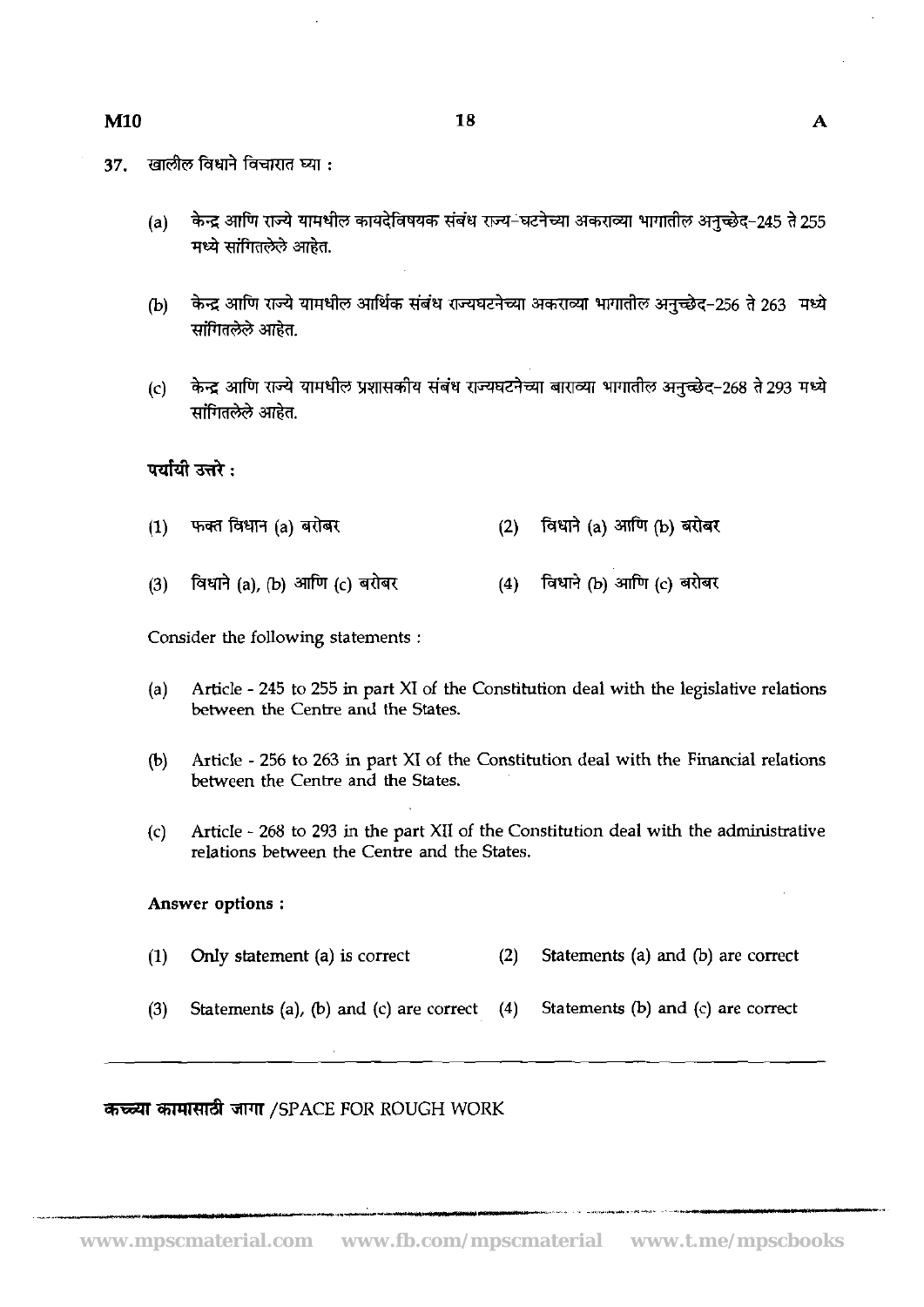37. खालील विधाने विचारात घ्या :

(a) केन्द्र आणि राज्ये यामधील कायदेविषयक संबंध राज्य-घटनेच्या अकराव्या भागातील अनुच्छेद-245 ते 255 मध्ये सांगितलेले आहेत.

(b) केन्द्र आणि राज्ये यामधील आर्थिक संबंध राज्यघटनेच्या अकराव्या भागातील अनुच्छेद-256 ते 263 मध्ये सांगितलेले आहेत.

(c) केन्द्र आणि राज्ये यामधील प्रशासकीय संबंध राज्यघटनेच्या बाराव्या भागातील अनुच्छेद-268 ते 293 मध्ये सांगितलेले आहेत.

**पर्यायी उत्तरे :**

(1) फक्त विधान (a) बरोबर
(2) विधाने (a) आणि (b) बरोबर
(3) विधाने (a), (b) आणि (c) बरोबर
(4) विधाने (b) आणि (c) बरोबर

Consider the following statements :

(a) Article - 245 to 255 in part XI of the Constitution deal with the legislative relations between the Centre and the States.

(b) Article - 256 to 263 in part XI of the Constitution deal with the Financial relations between the Centre and the States.

(c) Article - 268 to 293 in the part XII of the Constitution deal with the administrative relations between the Centre and the States.

**Answer options :**

(1) Only statement (a) is correct
(2) Statements (a) and (b) are correct
(3) Statements (a), (b) and (c) are correct
(4) Statements (b) and (c) are correct

**कच्च्या कामासाठी जागा** /SPACE FOR ROUGH WORK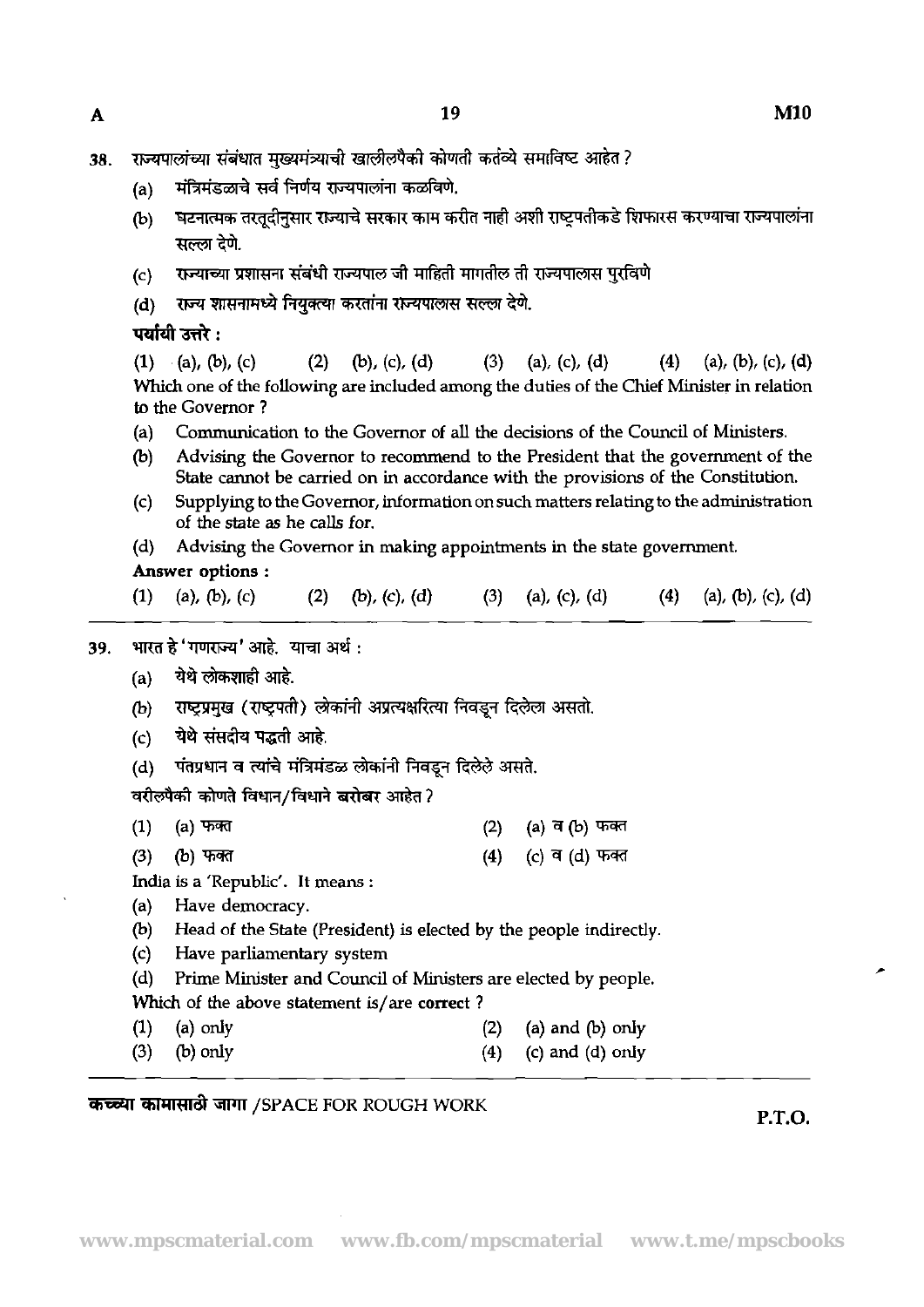38. राज्यपालांच्या संबंधात मुख्यमंत्र्याची खालीलपैकी कोणती कर्तव्ये समाविष्ट आहेत ?

(a) मंत्रिमंडळाचे सर्व निर्णय राज्यपालांना कळविणे.

(b) घटनात्मक तरतूदीनुसार राज्याचे सरकार काम करीत नाही अशी राष्ट्रपतीकडे शिफारस करण्याचा राज्यपालांना सल्ला देणे.

(c) राज्याच्या प्रशासना संबंधी राज्यपाल जी माहिती मागतील ती राज्यपालास पुरविणे

(d) राज्य शासनामध्ये नियुक्त्या करतांना राज्यपालास सल्ला देणे.

**पर्यायी उत्तरे :**

(1) (a), (b), (c) (2) (b), (c), (d) (3) (a), (c), (d) (4) (a), (b), (c), (d)

Which one of the following are included among the duties of the Chief Minister in relation to the Governor ?

(a) Communication to the Governor of all the decisions of the Council of Ministers.

(b) Advising the Governor to recommend to the President that the government of the State cannot be carried on in accordance with the provisions of the Constitution.

(c) Supplying to the Governor, information on such matters relating to the administration of the state as he calls for.

(d) Advising the Governor in making appointments in the state government.

**Answer options :**

(1) (a), (b), (c) (2) (b), (c), (d) (3) (a), (c), (d) (4) (a), (b), (c), (d)

---

39. भारत हे 'गणराज्य' आहे. याचा अर्थ :

(a) येथे लोकशाही आहे.

(b) राष्ट्रप्रमुख (राष्ट्रपती) लोकांनी अप्रत्यक्षरित्या निवडून दिलेला असतो.

(c) येथे संसदीय पद्धती आहे.

(d) पंतप्रधान व त्यांचे मंत्रिमंडळ लोकांनी निवडून दिलेले असते.

वरीलपैकी कोणते विधान/विधाने **बरोबर** आहेत ?

(1) (a) फक्त (2) (a) व (b) फक्त

(3) (b) फक्त (4) (c) व (d) फक्त

India is a 'Republic'. It means :

(a) Have democracy.

(b) Head of the State (President) is elected by the people indirectly.

(c) Have parliamentary system

(d) Prime Minister and Council of Ministers are elected by people.

Which of the above statement is/are **correct** ?

(1) (a) only (2) (a) and (b) only

(3) (b) only (4) (c) and (d) only

**कच्च्या कामासाठी जागा** /SPACE FOR ROUGH WORK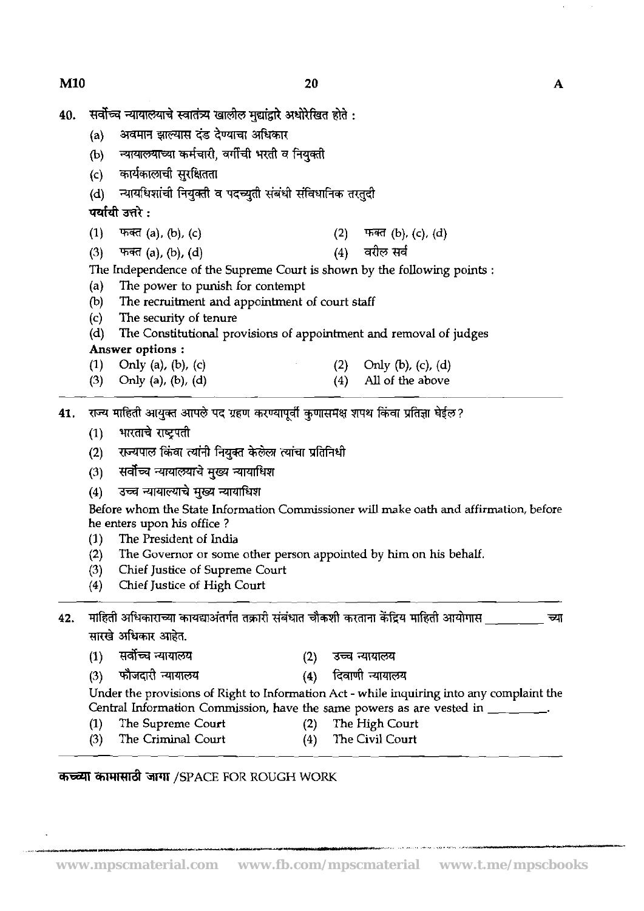40. सर्वोच्च न्यायालयाचे स्वातंत्र्य खालील मुद्यांद्वारे अधोरेखित होते :

(a) अवमान झाल्यास दंड देण्याचा अधिकार
(b) न्यायालयाच्या कर्मचारी, वर्गांची भरती व नियुक्ती
(c) कार्यकालाची सुरक्षितता
(d) न्यायधिशांची नियुक्ती व पदच्युती संबंधी संविधानिक तरतुदी

**पर्यायी उत्तरे :**

(1) फक्त (a), (b), (c) (2) फक्त (b), (c), (d)
(3) फक्त (a), (b), (d) (4) वरील सर्व

The Independence of the Supreme Court is shown by the following points :

(a) The power to punish for contempt
(b) The recruitment and appointment of court staff
(c) The security of tenure
(d) The Constitutional provisions of appointment and removal of judges

**Answer options :**

(1) Only (a), (b), (c) (2) Only (b), (c), (d)
(3) Only (a), (b), (d) (4) All of the above

---

41. राज्य माहिती आयुक्त आपले पद ग्रहण करण्यापूर्वी कुणासमक्ष शपथ किंवा प्रतिज्ञा घेईल ?

(1) भारताचे राष्ट्रपती
(2) राज्यपाल किंवा त्यांनी नियुक्त केलेला त्यांचा प्रतिनिधी
(3) सर्वोच्च न्यायालयाचे मुख्य न्यायाधिश
(4) उच्च न्यायाल्याचे मुख्य न्यायाधिश

Before whom the State Information Commissioner will make oath and affirmation, before he enters upon his office ?

(1) The President of India
(2) The Governor or some other person appointed by him on his behalf.
(3) Chief Justice of Supreme Court
(4) Chief Justice of High Court

---

42. माहिती अधिकाराच्या कायद्याअंतर्गत तक्रारी संबंधात चौकशी करताना केंद्रिय माहिती आयोगास ________ च्या सारखे अधिकार आहेत.

(1) सर्वोच्च न्यायालय (2) उच्च न्यायालय
(3) फौजदारी न्यायालय (4) दिवाणी न्यायालय

Under the provisions of Right to Information Act - while inquiring into any complaint the Central Information Commission, have the same powers as are vested in ________.

(1) The Supreme Court (2) The High Court
(3) The Criminal Court (4) The Civil Court

---

**कच्च्या कामासाठी जागा** /SPACE FOR ROUGH WORK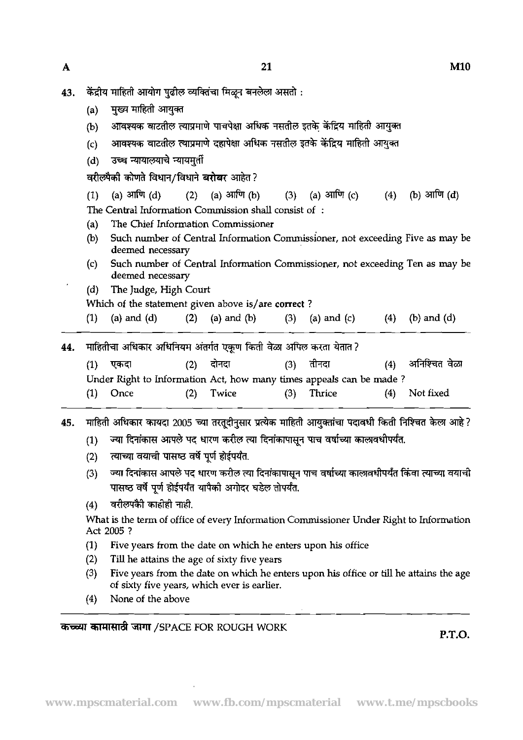43. केंद्रीय माहिती आयोग पुढील व्यक्तिंचा मिळून बनलेला असतो :

   (a) मुख्य माहिती आयुक्त
   (b) आवश्यक वाटतील त्याप्रमाणे पाचपेक्षा अधिक नसतील इतके केंद्रिय माहिती आयुक्त
   (c) आवश्यक वाटतील त्याप्रमाणे दहापेक्षा अधिक नसतील इतके केंद्रिय माहिती आयुक्त
   (d) उच्च न्यायालयाचे न्यायमुर्ती

   वरीलपैकी कोणते विधान/विधाने **बरोबर** आहेत ?

   (1) (a) आणि (d) (2) (a) आणि (b) (3) (a) आणि (c) (4) (b) आणि (d)

   The Central Information Commission shall consist of :

   (a) The Chief Information Commissioner
   (b) Such number of Central Information Commissioner, not exceeding Five as may be deemed necessary
   (c) Such number of Central Information Commissioner, not exceeding Ten as may be deemed necessary
   (d) The Judge, High Court

   Which of the statement given above is/are **correct** ?

   (1) (a) and (d) (2) (a) and (b) (3) (a) and (c) (4) (b) and (d)

---

44. माहितीचा अधिकार अधिनियम अंतर्गत एकूण किती वेळा अपिल करता येतात ?

   (1) एकदा (2) दोनदा (3) तीनदा (4) अनिश्चित वेळा

   Under Right to Information Act, how many times appeals can be made ?

   (1) Once (2) Twice (3) Thrice (4) Not fixed

---

45. माहिती अधिकार कायदा 2005 च्या तरतूदीनुसार प्रत्येक माहिती आयुक्तांचा पदावधी किती निश्चित केला आहे ?

   (1) ज्या दिनांकास आपले पद धारण करील त्या दिनांकापासून पाच वर्षांच्या कालावधीपर्यंत.
   (2) त्याच्या वयाची पासष्ठ वर्षे पूर्ण होईपर्यंत.
   (3) ज्या दिनांकास आपले पद धारण करील त्या दिनांकापासून पाच वर्षांच्या कालावधीपर्यंत किंवा त्याच्या वयाची पासष्ठ वर्षे पूर्ण होईपर्यंत यापैकी अगोदर घडेल तोपर्यंत.
   (4) वरीलपकै काहीही नाही.

   What is the term of office of every Information Commissioner Under Right to Information Act 2005 ?

   (1) Five years from the date on which he enters upon his office
   (2) Till he attains the age of sixty five years
   (3) Five years from the date on which he enters upon his office or till he attains the age of sixty five years, which ever is earlier.
   (4) None of the above

**कच्च्या कामासाठी जागा** /SPACE FOR ROUGH WORK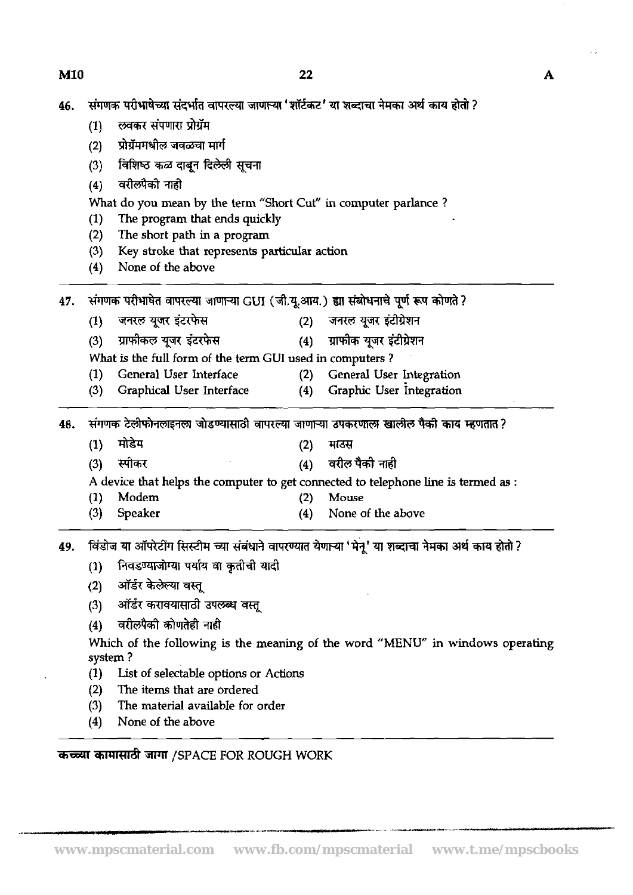46. संगणक परीभाषेच्या संदर्भात वापरल्या जाणाऱ्या 'शॉर्टकट' या शब्दाचा नेमका अर्थ काय होतो ?

(1) ल्वकर संपणारा प्रोग्रॅम
(2) प्रोग्रॅममधील जवळचा मार्ग
(3) विशिष्ठ कळ दाबून दिलेली सूचना
(4) वरीलपैकी नाही

What do you mean by the term "Short Cut" in computer parlance ?

(1) The program that ends quickly
(2) The short path in a program
(3) Key stroke that represents particular action
(4) None of the above

---

47. संगणक परीभाषेत वापरल्या जाणाऱ्या GUI (जी.यू.आय.) ह्या संबोधनाचे पूर्ण रूप कोणते ?

(1) जनरल यूजर इंटरफेस
(2) जनरल यूजर इंटीग्रेशन
(3) ग्राफीकल यूजर इंटरफेस
(4) ग्राफीक यूजर इंटीग्रेशन

What is the full form of the term GUI used in computers ?

(1) General User Interface
(2) General User Integration
(3) Graphical User Interface
(4) Graphic User Integration

---

48. संगणक टेलीफोनलाइनला जोडण्यासाठी वापरल्या जाणाऱ्या उपकरणाला खालील पैकी काय म्हणतात ?

(1) मोडेम
(2) माउस
(3) स्पीकर
(4) वरील पैकी नाही

A device that helps the computer to get connected to telephone line is termed as :

(1) Modem
(2) Mouse
(3) Speaker
(4) None of the above

---

49. विंडोज या ऑपरेटींग सिस्टीम च्या संबंधाने वापरण्यात येणाऱ्या 'मेनू' या शब्दाचा नेमका अर्थ काय होतो ?

(1) निवडण्याजोग्या पर्याय वा कृतीची यादी
(2) ऑर्डर केलेल्या वस्तू
(3) ऑर्डर करावयासाठी उपलब्ध वस्तू
(4) वरीलपैकी कोणतेही नाही

Which of the following is the meaning of the word "MENU" in windows operating system ?

(1) List of selectable options or Actions
(2) The items that are ordered
(3) The material available for order
(4) None of the above

---

**कच्च्या कामासाठी जागा** /SPACE FOR ROUGH WORK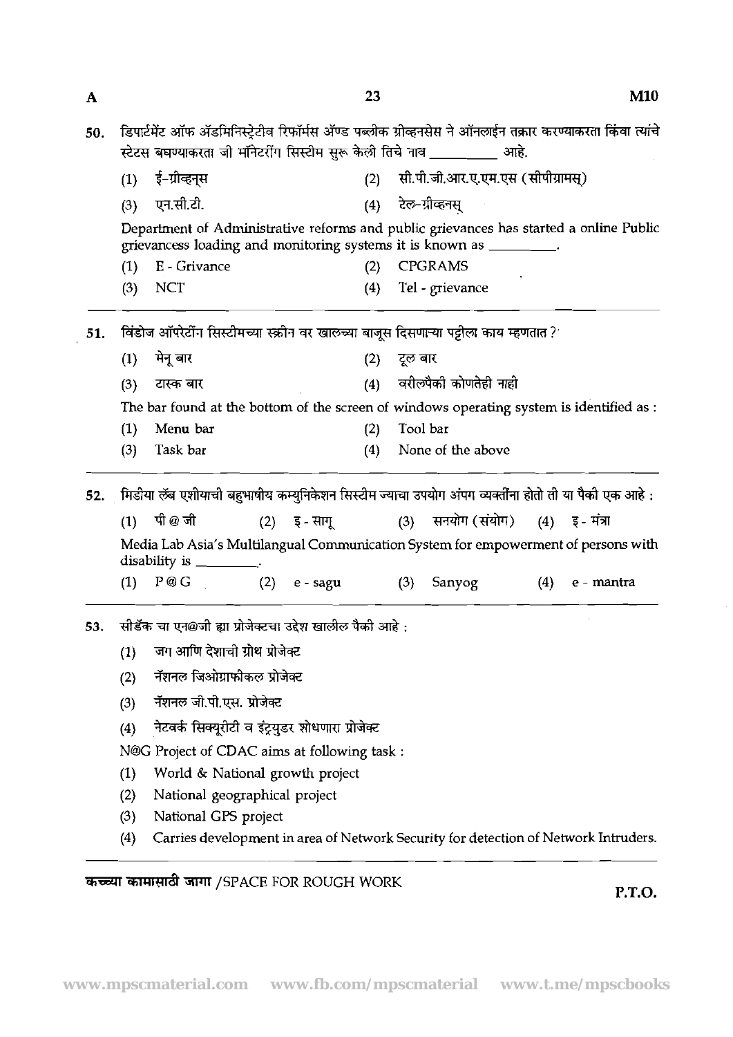50. डिपार्टमेंट ऑफ ॲडमिनिस्ट्रेटीव रिफॉर्मस ॲण्ड पब्लीक ग्रीव्हनसेस ने ऑनलाईन तक्रार करण्याकरता किंवा त्यांचे स्टेटस बघण्याकरता जी मॉनिटरींग सिस्टीम सुरू केली तिचे नाव __________ आहे.

(1) ई-ग्रीव्हन्स
(2) सी.पी.जी.आर.ए.एम.एस (सीपीग्रामस्)
(3) एन.सी.टी.
(4) टेल-ग्रीव्हनस्

Department of Administrative reforms and public grievances has started a online Public grievancess loading and monitoring systems it is known as __________.

(1) E - Grivance
(2) CPGRAMS
(3) NCT
(4) Tel - grievance

51. विंडोज ऑपरेटींग सिस्टीमच्या स्क्रीन वर खालच्या बाजूस दिसणाऱ्या पट्टीला काय म्हणतात ?

(1) मेनू बार
(2) टूल बार
(3) टास्क बार
(4) वरीलपैकी कोणतेही नाही

The bar found at the bottom of the screen of windows operating system is identified as :

(1) Menu bar
(2) Tool bar
(3) Task bar
(4) None of the above

52. मिडीया लॅब एशीयाची बहुभाषीय कम्युनिकेशन सिस्टीम ज्याचा उपयोग अंपग व्यक्तींना होतो ती या पैकी एक आहे :

(1) पी @ जी
(2) इ - सागू
(3) सनयोग (संयोग)
(4) इ - मंत्रा

Media Lab Asia's Multilangual Communication System for empowerment of persons with disability is __________.

(1) P@G
(2) e - sagu
(3) Sanyog
(4) e - mantra

53. सीडॅक चा एन@जी ह्या प्रोजेक्टचा उद्देश खालील पैकी आहे :

(1) जग आणि देशाची ग्रोथ प्रोजेक्ट
(2) नॅशनल जिओग्राफीकल प्रोजेक्ट
(3) नॅशनल जी.पी.एस. प्रोजेक्ट
(4) नेटवर्क सिक्यूरीटी व इंट्रयुडर शोधणारा प्रोजेक्ट

N@G Project of CDAC aims at following task :

(1) World & National growth project
(2) National geographical project
(3) National GPS project
(4) Carries development in area of Network Security for detection of Network Intruders.

कच्च्या कामासाठी जागा /SPACE FOR ROUGH WORK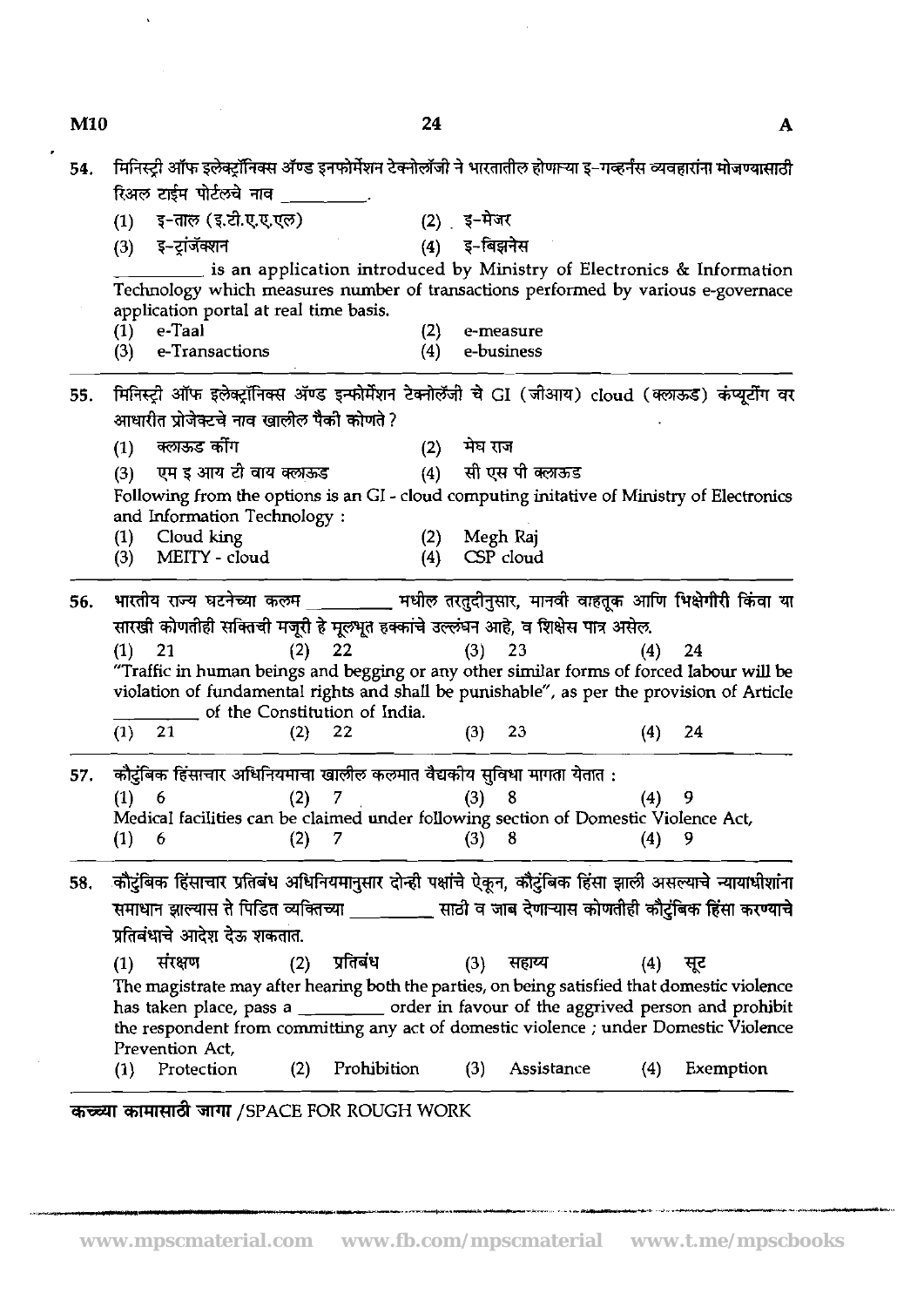54. मिनिस्ट्री ऑफ इलेक्ट्रॉनिक्स ॲण्ड इनफोर्मेशन टेक्नोलॉजी ने भारतातील होणाऱ्या इ-गव्हर्नंस व्यवहारांना मोजण्यासाठी रिअल टाईम पोर्टलचे नाव _________.

(1) इ-ताल (इ.टी.ए.ए.एल)   (2) इ-मेजर
(3) इ-ट्रांजॅक्शन   (4) इ-बिझनेस

_________ is an application introduced by Ministry of Electronics & Information Technology which measures number of transactions performed by various e-governace application portal at real time basis.

(1) e-Taal   (2) e-measure
(3) e-Transactions   (4) e-business

55. मिनिस्ट्री ऑफ इलेक्ट्रॉनिक्स ॲण्ड इन्फोर्मेशन टेक्नोलॅजी चे GI (जीआय) cloud (क्लाऊड) कंप्यूटींग वर आधारीत प्रोजेक्टचे नाव खालील पैकी कोणते ?

(1) क्लाऊड कींग   (2) मेघ राज
(3) एम इ आय टी वाय क्लाऊड   (4) सी एस पी क्लाऊड

Following from the options is an GI - cloud computing initative of Ministry of Electronics and Information Technology :

(1) Cloud king   (2) Megh Raj
(3) MEITY - cloud   (4) CSP cloud

56. भारतीय राज्य घटनेच्या कलम _________ मधील तरतुदीनुसार, मानवी वाहतूक आणि भिक्षेगीरी किंवा या सारखी कोणतीही सक्तिची मजूरी हे मूलभूत हक्कांचे उल्लंघन आहे, व शिक्षेस पात्र असेल.

(1) 21   (2) 22   (3) 23   (4) 24

"Traffic in human beings and begging or any other similar forms of forced labour will be violation of fundamental rights and shall be punishable", as per the provision of Article _________ of the Constitution of India.

(1) 21   (2) 22   (3) 23   (4) 24

57. कौटुंबिक हिंसाचार अधिनियमाचा खालील कलमात वैद्यकीय सुविधा मागता येतात :

(1) 6   (2) 7   (3) 8   (4) 9

Medical facilities can be claimed under following section of Domestic Violence Act,

(1) 6   (2) 7   (3) 8   (4) 9

58. कौटुंबिक हिंसाचार प्रतिबंध अधिनियमानुसार दोन्ही पक्षांचे ऐकून, कौटुंबिक हिंसा झाली असल्याचे न्यायाधीशांना समाधान झाल्यास ते पिडित व्यक्तिच्या _________ साठी व जाब देणाऱ्यास कोणतीही कौटुंबिक हिंसा करण्याचे प्रतिबंधाचे आदेश देऊ शकतात.

(1) संरक्षण   (2) प्रतिबंध   (3) सहाय्य   (4) सूट

The magistrate may after hearing both the parties, on being satisfied that domestic violence has taken place, pass a _________ order in favour of the aggrived person and prohibit the respondent from committing any act of domestic violence ; under Domestic Violence Prevention Act,

(1) Protection   (2) Prohibition   (3) Assistance   (4) Exemption

कच्च्या कामासाठी जागा /SPACE FOR ROUGH WORK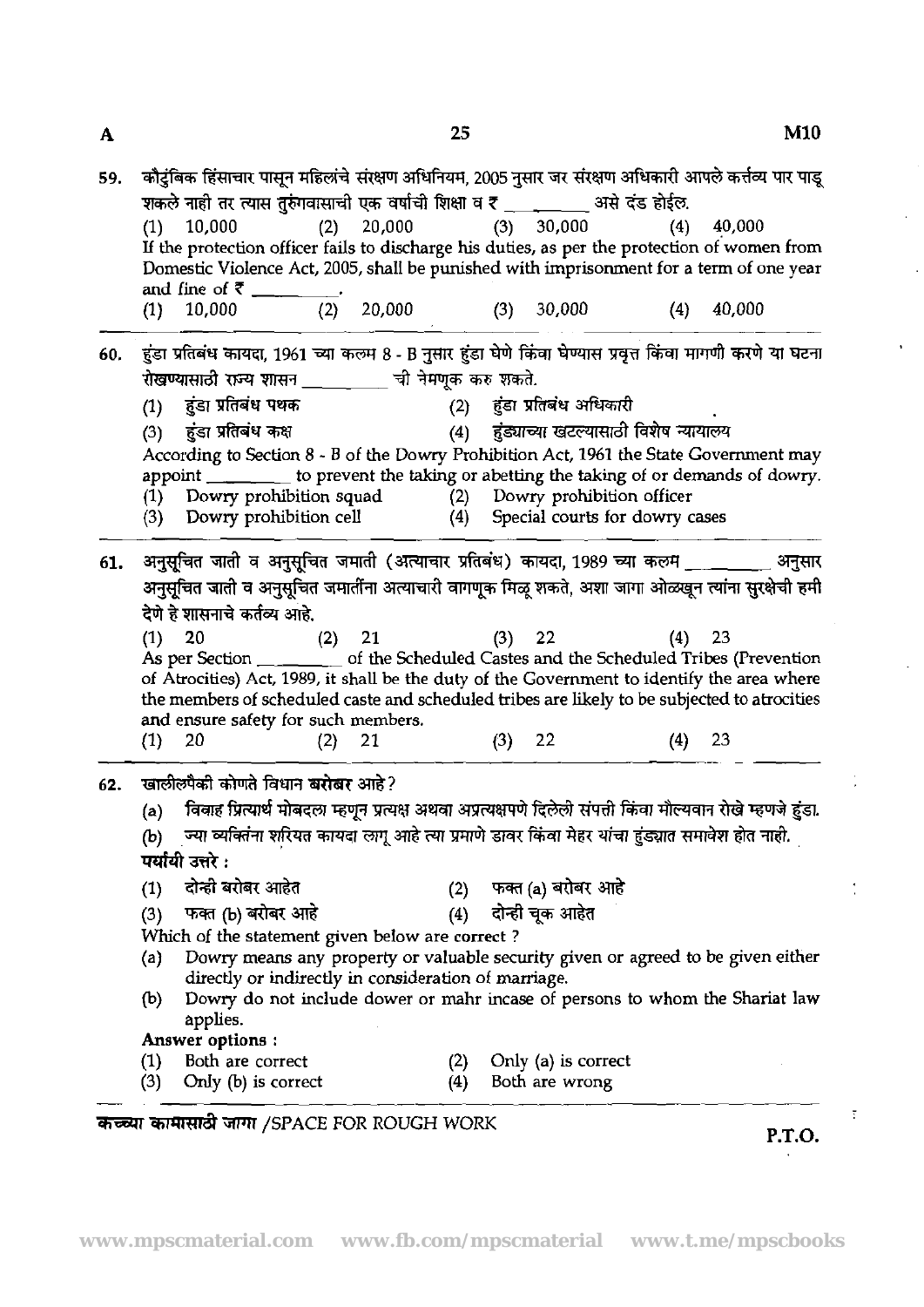59. कौटुंबिक हिंसाचार पासून महिलांचे संरक्षण अधिनियम, 2005 नुसार जर संरक्षण अधिकारी आपले कर्तव्य पार पाडू शकले नाही तर त्यास तुरुंगवासाची एक वर्षाची शिक्षा व ₹ ________ असे दंड होईल.

(1) 10,000 (2) 20,000 (3) 30,000 (4) 40,000

If the protection officer fails to discharge his duties, as per the protection of women from Domestic Violence Act, 2005, shall be punished with imprisonment for a term of one year and fine of ₹ ________.

(1) 10,000 (2) 20,000 (3) 30,000 (4) 40,000

60. हुंडा प्रतिबंध कायदा, 1961 च्या कलम 8 - B नुसार हुंडा घेणे किंवा घेण्यास प्रवृत्त किंवा मागणी करणे या घटना रोखण्यासाठी राज्य शासन ________ ची नेमणूक करु शकते.

(1) हुंडा प्रतिबंध पथक (2) हुंडा प्रतिबंध अधिकारी
(3) हुंडा प्रतिबंध कक्ष (4) हुंड्याच्या खटल्यासाठी विशेष न्यायालय

According to Section 8 - B of the Dowry Prohibition Act, 1961 the State Government may appoint ________ to prevent the taking or abetting the taking of or demands of dowry.

(1) Dowry prohibition squad (2) Dowry prohibition officer
(3) Dowry prohibition cell (4) Special courts for dowry cases

61. अनुसूचित जाती व अनुसूचित जमाती (अत्याचार प्रतिबंध) कायदा, 1989 च्या कलम ________ अनुसार अनुसूचित जाती व अनुसूचित जमातींना अत्याचारी वागणूक मिळू शकते, अशा जागा ओळखून त्यांना सुरक्षेची हमी देणे हे शासनाचे कर्तव्य आहे.

(1) 20 (2) 21 (3) 22 (4) 23

As per Section ________ of the Scheduled Castes and the Scheduled Tribes (Prevention of Atrocities) Act, 1989, it shall be the duty of the Government to identify the area where the members of scheduled caste and scheduled tribes are likely to be subjected to atrocities and ensure safety for such members.

(1) 20 (2) 21 (3) 22 (4) 23

62. खालीलपैकी कोणते विधान **बरोबर** आहे?

(a) विवाह प्रित्यार्थ मोबदला म्हणून प्रत्यक्ष अथवा अप्रत्यक्षपणे दिलेली संपत्ती किंवा मौल्यवान रोखे म्हणजे हुंडा.
(b) ज्या व्यक्तिंना शरियत कायदा लागू आहे त्या प्रमाणे डावर किंवा मेहर यांचा हुंड्यात समावेश होत नाही.

**पर्यायी उत्तरे :**

(1) दोन्ही बरोबर आहेत (2) फक्त (a) बरोबर आहे
(3) फक्त (b) बरोबर आहे (4) दोन्ही चूक आहेत

Which of the statement given below are correct ?

(a) Dowry means any property or valuable security given or agreed to be given either directly or indirectly in consideration of marriage.
(b) Dowry do not include dower or mahr incase of persons to whom the Shariat law applies.

**Answer options :**

(1) Both are correct (2) Only (a) is correct
(3) Only (b) is correct (4) Both are wrong

कच्च्या कामासाठी जागा /SPACE FOR ROUGH WORK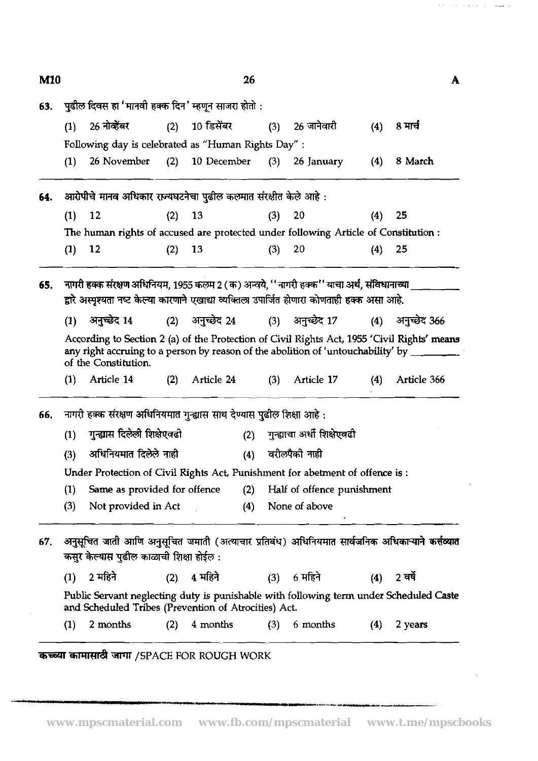63. पुढील दिवस हा 'मानवी हक्क दिन' म्हणून साजरा होतो :

(1) 26 नोव्हेंबर (2) 10 डिसेंबर (3) 26 जानेवारी (4) 8 मार्च

Following day is celebrated as "Human Rights Day" :

(1) 26 November (2) 10 December (3) 26 January (4) 8 March

---

64. आरोपीचे मानव अधिकार राज्यघटनेचा पुढील कलमात संरक्षीत केले आहे :

(1) 12 (2) 13 (3) 20 (4) 25

The human rights of accused are protected under following Article of Constitution :

(1) 12 (2) 13 (3) 20 (4) 25

---

65. नागरी हक्क संरक्षण अधिनियम, 1955 कलम 2 (क) अन्वये, "नागरी हक्क" याचा अर्थ, संविधानाच्या ________ द्वारे अस्पृश्यता नष्ट केल्या कारणाने एखाद्या व्यक्तिला उपार्जित होणारा कोणताही हक्क असा आहे.

(1) अनुच्छेद 14 (2) अनुच्छेद 24 (3) अनुच्छेद 17 (4) अनुच्छेद 366

According to Section 2 (a) of the Protection of Civil Rights Act, 1955 'Civil Rights' means any right accruing to a person by reason of the abolition of 'untouchability' by ________ of the Constitution.

(1) Article 14 (2) Article 24 (3) Article 17 (4) Article 366

---

66. नागरी हक्क संरक्षण अधिनियमात गुन्ह्यास साथ देण्यास पुढील शिक्षा आहे :

(1) गुन्ह्यास दिलेली शिक्षेएवढी
(2) गुन्ह्याचा अर्धी शिक्षेएवढी
(3) अधिनियमात दिलेले नाही
(4) वरीलपैकी नाही

Under Protection of Civil Rights Act, Punishment for abetment of offence is :

(1) Same as provided for offence
(2) Half of offence punishment
(3) Not provided in Act
(4) None of above

---

67. अनुसूचित जाती आणि अनुसूचित जमाती (अत्याचार प्रतिबंध) अधिनियमात सार्वजनिक अधिकाऱ्याने कर्तव्यात कसुर केल्यास पुढील काळाची शिक्षा होईल :

(1) 2 महिने (2) 4 महिने (3) 6 महिने (4) 2 वर्षे

Public Servant neglecting duty is punishable with following term under Scheduled Caste and Scheduled Tribes (Prevention of Atrocities) Act.

(1) 2 months (2) 4 months (3) 6 months (4) 2 years

---

कच्च्या कामासाठी जागा /SPACE FOR ROUGH WORK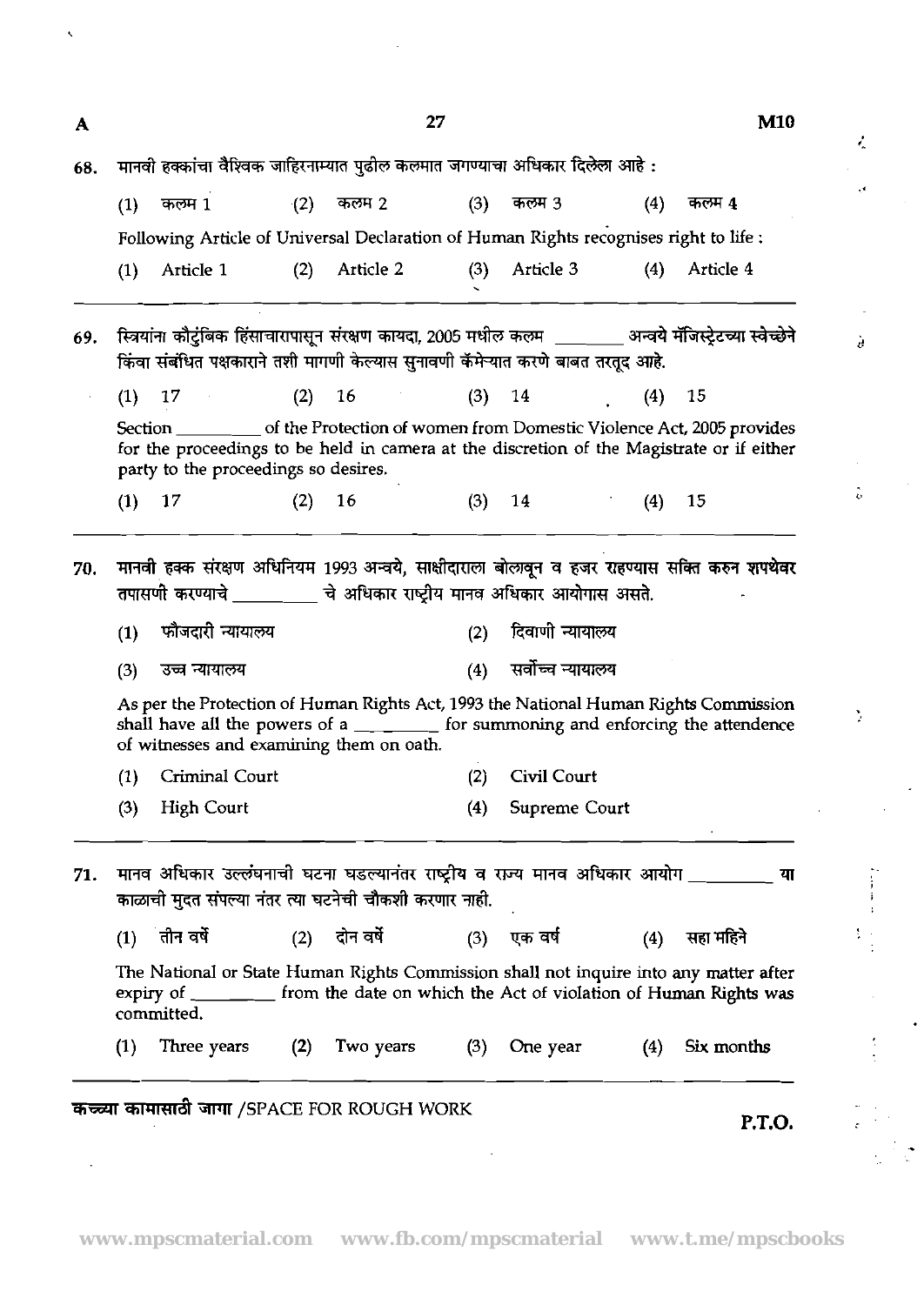68. मानवी हक्कांचा वैश्विक जाहिरनाम्यात पुढील कलमात जगण्याचा अधिकार दिलेला आहे :

(1) कलम 1 (2) कलम 2 (3) कलम 3 (4) कलम 4

Following Article of Universal Declaration of Human Rights recognises right to life :

(1) Article 1 (2) Article 2 (3) Article 3 (4) Article 4

---

69. स्त्रियांना कौटुंबिक हिंसाचारापासून संरक्षण कायदा, 2005 मधील कलम ________ अन्वये मॅजिस्ट्रेटच्या स्वेच्छेने किंवा संबंधित पक्षकाराने तशी मागणी केल्यास सुनावणी कॅमेऱ्यात करणे बाबत तरतूद आहे.

(1) 17 (2) 16 (3) 14 (4) 15

Section ________ of the Protection of women from Domestic Violence Act, 2005 provides for the proceedings to be held in camera at the discretion of the Magistrate or if either party to the proceedings so desires.

(1) 17 (2) 16 (3) 14 (4) 15

---

70. मानवी हक्क संरक्षण अधिनियम 1993 अन्वये, साक्षीदाराला बोलावून व हजर राहण्यास सक्ति करुन शपथेवर तपासणी करण्याचे ________ चे अधिकार राष्ट्रीय मानव अधिकार आयोगास असते.

(1) फौजदारी न्यायालय (2) दिवाणी न्यायालय

(3) उच्च न्यायालय (4) सर्वोच्च न्यायालय

As per the Protection of Human Rights Act, 1993 the National Human Rights Commission shall have all the powers of a ________ for summoning and enforcing the attendence of witnesses and examining them on oath.

(1) Criminal Court (2) Civil Court

(3) High Court (4) Supreme Court

---

71. मानव अधिकार उल्लंघनाची घटना घडल्यानंतर राष्ट्रीय व राज्य मानव अधिकार आयोग ________ या काळाची मुदत संपल्या नंतर त्या घटनेची चौकशी करणार नाही.

(1) तीन वर्षे (2) दोन वर्षे (3) एक वर्ष (4) सहा महिने

The National or State Human Rights Commission shall not inquire into any matter after expiry of ________ from the date on which the Act of violation of Human Rights was committed.

(1) Three years (2) Two years (3) One year (4) Six months

कच्च्या कामासाठी जागा /SPACE FOR ROUGH WORK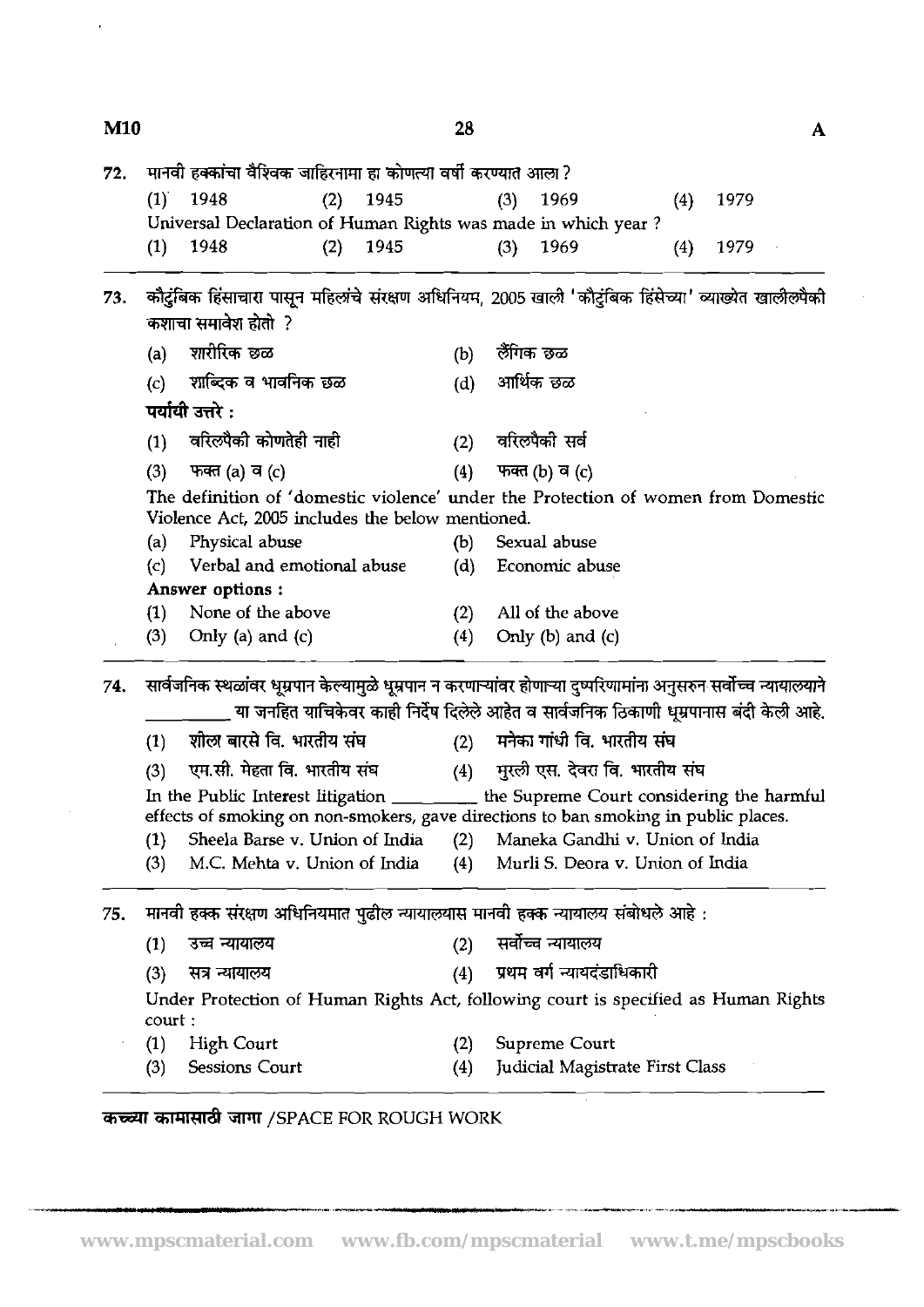72. मानवी हक्कांचा वैश्विक जाहिरनामा हा कोणत्या वर्षी करण्यात आला ?

(1) 1948 (2) 1945 (3) 1969 (4) 1979

Universal Declaration of Human Rights was made in which year ?

(1) 1948 (2) 1945 (3) 1969 (4) 1979

73. कौटुंबिक हिंसाचारा पासून महिलांचे संरक्षण अधिनियम, 2005 खाली 'कौटुंबिक हिंसेच्या' व्याख्येत खालीलपैकी कशाचा समावेश होतो ?

(a) शारीरिक छळ (b) लैंगिक छळ

(c) शाब्दिक व भावनिक छळ (d) आर्थिक छळ

**पर्यायी उत्तरे :**

(1) वरिलपैकी कोणतेही नाही (2) वरिलपैकी सर्व

(3) फक्त (a) व (c) (4) फक्त (b) व (c)

The definition of 'domestic violence' under the Protection of women from Domestic Violence Act, 2005 includes the below mentioned.

(a) Physical abuse (b) Sexual abuse

(c) Verbal and emotional abuse (d) Economic abuse

**Answer options :**

(1) None of the above (2) All of the above

(3) Only (a) and (c) (4) Only (b) and (c)

74. सार्वजनिक स्थळांवर धूम्रपान केल्यामुळे धूम्रपान न करणाऱ्यांवर होणाऱ्या दुष्परिणामांना अनुसरुन सर्वोच्च न्यायालयाने \_\_\_\_\_\_\_\_ या जनहित याचिकेवर काही निर्देष दिलेले आहेत व सार्वजनिक ठिकाणी धूम्रपानास बंदी केली आहे.

(1) शीला बारसे वि. भारतीय संघ (2) मनेका गांधी वि. भारतीय संघ

(3) एम.सी. मेहता वि. भारतीय संघ (4) मुरली एस. देवरा वि. भारतीय संघ

In the Public Interest litigation \_\_\_\_\_\_\_\_ the Supreme Court considering the harmful effects of smoking on non-smokers, gave directions to ban smoking in public places.

(1) Sheela Barse v. Union of India (2) Maneka Gandhi v. Union of India

(3) M.C. Mehta v. Union of India (4) Murli S. Deora v. Union of India

75. मानवी हक्क संरक्षण अधिनियमात पुढील न्यायालयास मानवी हक्क न्यायालय संबोधले आहे :

(1) उच्च न्यायालय (2) सर्वोच्च न्यायालय

(3) सत्र न्यायालय (4) प्रथम वर्ग न्यायदंडाधिकारी

Under Protection of Human Rights Act, following court is specified as Human Rights court :

(1) High Court (2) Supreme Court

(3) Sessions Court (4) Judicial Magistrate First Class

**कच्च्या कामासाठी जागा** /SPACE FOR ROUGH WORK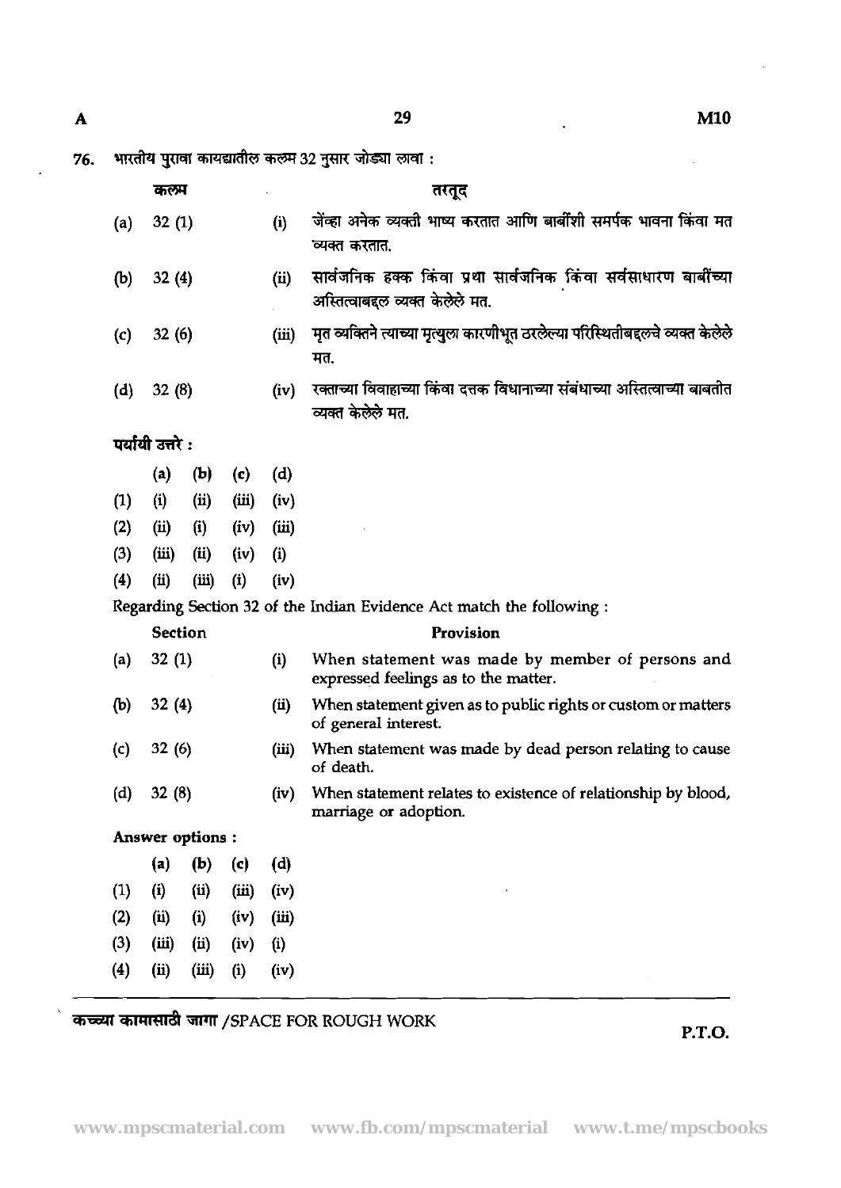76. भारतीय पुरावा कायद्यातील कलम 32 नुसार जोड्या लावा :

| कलम | | तरतूद |
|---|---|---|
| (a) 32 (1) | (i) | जेंव्हा अनेक व्यक्ती भाष्य करतात आणि बाबींशी समर्पक भावना किंवा मत व्यक्त करतात. |
| (b) 32 (4) | (ii) | सार्वजनिक हक्क किंवा प्रथा सार्वजनिक किंवा सर्वसाधारण बाबींच्या अस्तित्वाबद्दल व्यक्त केलेले मत. |
| (c) 32 (6) | (iii) | मृत व्यक्तिने त्याच्या मृत्युला कारणीभूत ठरलेल्या परिस्थितीबद्दलचे व्यक्त केलेले मत. |
| (d) 32 (8) | (iv) | रक्ताच्या विवाहाच्या किंवा दत्तक विधानाच्या संबंधाच्या अस्तित्वाच्या बाबतीत व्यक्त केलेले मत. |

पर्यायी उत्तरे :

| | (a) | (b) | (c) | (d) |
|---|---|---|---|---|
| (1) | (i) | (ii) | (iii) | (iv) |
| (2) | (ii) | (i) | (iv) | (iii) |
| (3) | (iii) | (ii) | (iv) | (i) |
| (4) | (ii) | (iii) | (i) | (iv) |

Regarding Section 32 of the Indian Evidence Act match the following :

| Section | | Provision |
|---|---|---|
| (a) 32 (1) | (i) | When statement was made by member of persons and expressed feelings as to the matter. |
| (b) 32 (4) | (ii) | When statement given as to public rights or custom or matters of general interest. |
| (c) 32 (6) | (iii) | When statement was made by dead person relating to cause of death. |
| (d) 32 (8) | (iv) | When statement relates to existence of relationship by blood, marriage or adoption. |

**Answer options :**

| | (a) | (b) | (c) | (d) |
|---|---|---|---|---|
| (1) | (i) | (ii) | (iii) | (iv) |
| (2) | (ii) | (i) | (iv) | (iii) |
| (3) | (iii) | (ii) | (iv) | (i) |
| (4) | (ii) | (iii) | (i) | (iv) |

कच्च्या कामासाठी जागा /SPACE FOR ROUGH WORK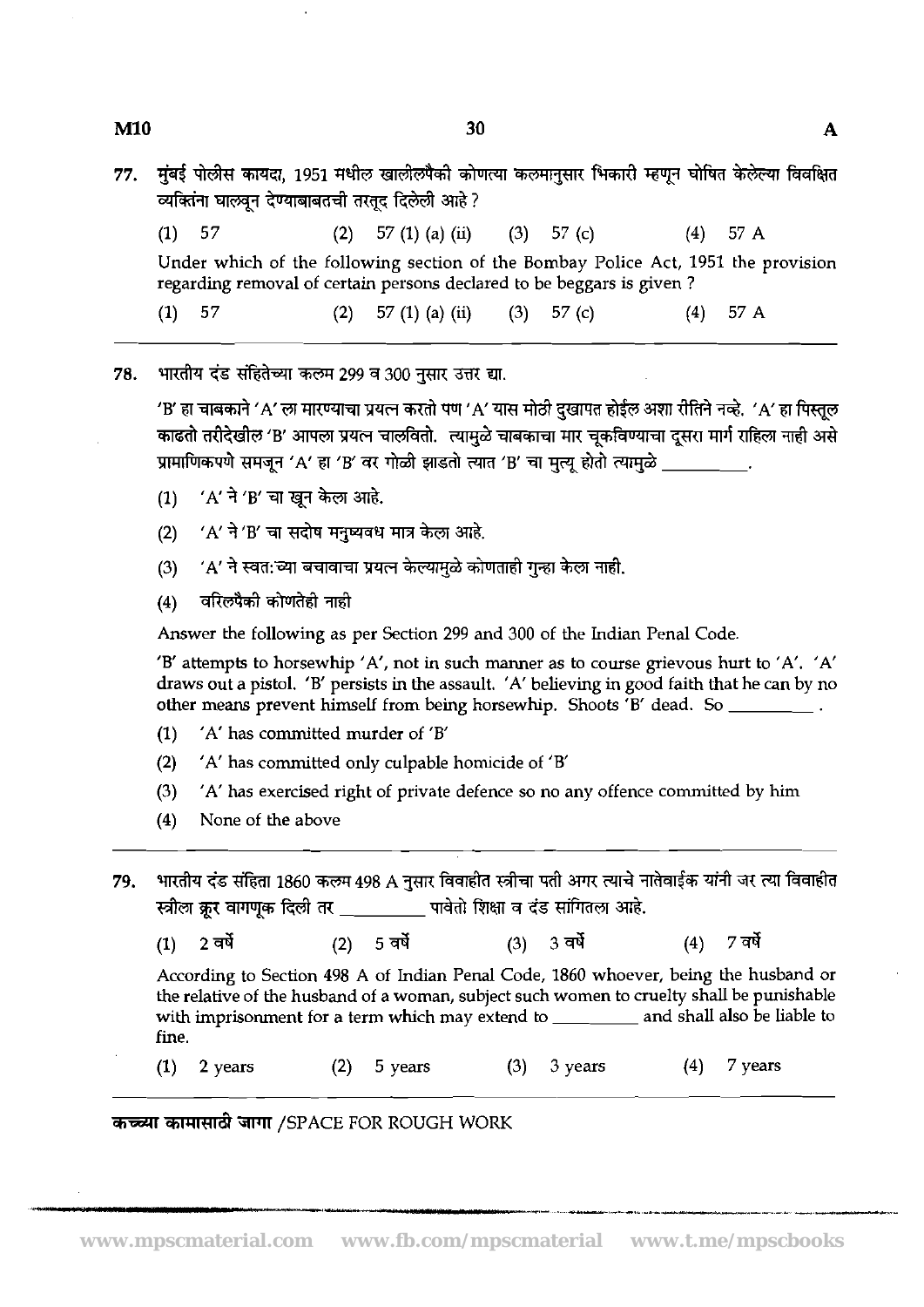77. मुंबई पोलीस कायदा, 1951 मधील खालीलपैकी कोणत्या कलमानुसार भिकारी म्हणून घोषित केलेल्या विवक्षित व्यक्तिंना घालवून देण्याबाबतची तरतूद दिलेली आहे ?

(1) 57 (2) 57 (1) (a) (ii) (3) 57 (c) (4) 57 A

Under which of the following section of the Bombay Police Act, 1951 the provision regarding removal of certain persons declared to be beggars is given ?

(1) 57 (2) 57 (1) (a) (ii) (3) 57 (c) (4) 57 A

---

78. भारतीय दंड संहितेच्या कलम 299 व 300 नुसार उत्तर द्या.

'B' हा चाबकाने 'A' ला मारण्याचा प्रयत्न करतो पण 'A' यास मोठी दुखापत होईल अशा रीतिने नव्हे. 'A' हा पिस्तूल काढतो तरीदेखील 'B' आपला प्रयत्न चालवितो. त्यामुळे चाबकाचा मार चूकविण्याचा दूसरा मार्ग राहिला नाही असे प्रामाणिकपणे समजून 'A' हा 'B' वर गोळी झाडतो त्यात 'B' चा मुत्यू होतो त्यामुळे __________.

(1) 'A' ने 'B' चा खून केला आहे.

(2) 'A' ने 'B' चा सदोष मनुष्यवध मात्र केला आहे.

(3) 'A' ने स्वत:च्या बचावाचा प्रयत्न केल्यामुळे कोणताही गुन्हा केला नाही.

(4) वरिलपैकी कोणतेही नाही

Answer the following as per Section 299 and 300 of the Indian Penal Code.

'B' attempts to horsewhip 'A', not in such manner as to course grievous hurt to 'A'. 'A' draws out a pistol. 'B' persists in the assault. 'A' believing in good faith that he can by no other means prevent himself from being horsewhip. Shoots 'B' dead. So __________ .

(1) 'A' has committed murder of 'B'

(2) 'A' has committed only culpable homicide of 'B'

(3) 'A' has exercised right of private defence so no any offence committed by him

(4) None of the above

---

79. भारतीय दंड संहिता 1860 कलम 498 A नुसार विवाहीत स्त्रीचा पती अगर त्याचे नातेवाईक यांनी जर त्या विवाहीत स्त्रीला क्रूर वागणूक दिली तर __________ पावेतो शिक्षा व दंड सांगितला आहे.

(1) 2 वर्षे (2) 5 वर्षे (3) 3 वर्षे (4) 7 वर्षे

According to Section 498 A of Indian Penal Code, 1860 whoever, being the husband or the relative of the husband of a woman, subject such women to cruelty shall be punishable with imprisonment for a term which may extend to __________ and shall also be liable to fine.

(1) 2 years (2) 5 years (3) 3 years (4) 7 years

---

कच्च्या कामासाठी जागा /SPACE FOR ROUGH WORK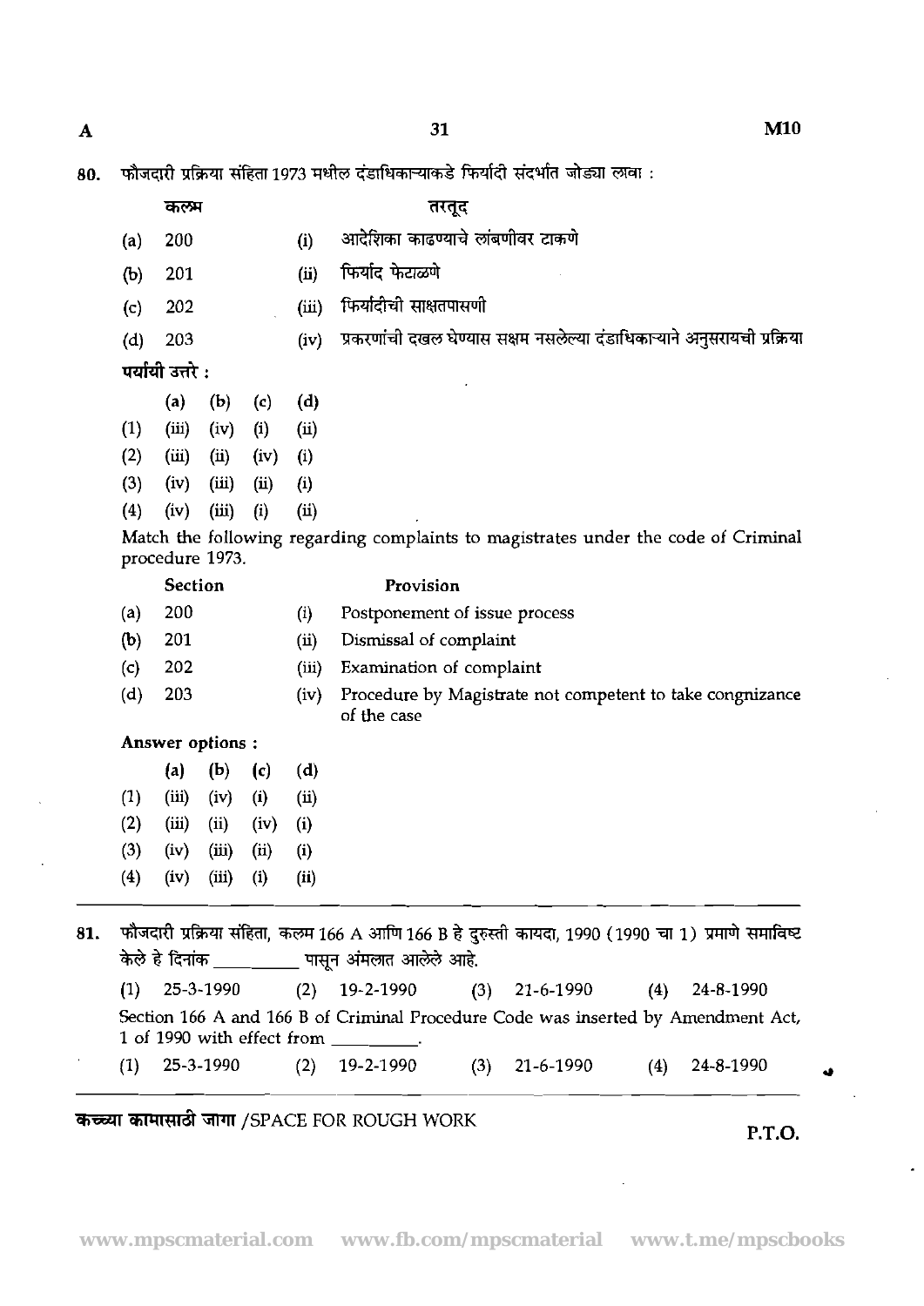80. फौजदारी प्रक्रिया संहिता 1973 मधील दंडाधिकाऱ्याकडे फिर्यादी संदर्भात जोड्या लावा :

| | कलम | | तरतूद |
|---|---|---|---|
| (a) | 200 | (i) | आदेशिका काढण्याचे लांबणीवर टाकणे |
| (b) | 201 | (ii) | फिर्याद फेटाळणे |
| (c) | 202 | (iii) | फिर्यादीची साक्षतपासणी |
| (d) | 203 | (iv) | प्रकरणांची दखल घेण्यास सक्षम नसलेल्या दंडाधिकाऱ्याने अनुसरायची प्रक्रिया |

**पर्यायी उत्तरे :**

| | (a) | (b) | (c) | (d) |
|---|---|---|---|---|
| (1) | (iii) | (iv) | (i) | (ii) |
| (2) | (iii) | (ii) | (iv) | (i) |
| (3) | (iv) | (iii) | (ii) | (i) |
| (4) | (iv) | (iii) | (i) | (ii) |

Match the following regarding complaints to magistrates under the code of Criminal procedure 1973.

| | Section | | Provision |
|---|---|---|---|
| (a) | 200 | (i) | Postponement of issue process |
| (b) | 201 | (ii) | Dismissal of complaint |
| (c) | 202 | (iii) | Examination of complaint |
| (d) | 203 | (iv) | Procedure by Magistrate not competent to take cognizance of the case |

**Answer options :**

| | (a) | (b) | (c) | (d) |
|---|---|---|---|---|
| (1) | (iii) | (iv) | (i) | (ii) |
| (2) | (iii) | (ii) | (iv) | (i) |
| (3) | (iv) | (iii) | (ii) | (i) |
| (4) | (iv) | (iii) | (i) | (ii) |

---

81. फौजदारी प्रक्रिया संहिता, कलम 166 A आणि 166 B हे दुरुस्ती कायदा, 1990 (1990 चा 1) प्रमाणे समाविष्ट केले हे दिनांक _________ पासून अंमलात आलेले आहे.

(1) 25-3-1990 (2) 19-2-1990 (3) 21-6-1990 (4) 24-8-1990

Section 166 A and 166 B of Criminal Procedure Code was inserted by Amendment Act, 1 of 1990 with effect from _________.

(1) 25-3-1990 (2) 19-2-1990 (3) 21-6-1990 (4) 24-8-1990

---

**कच्च्या कामासाठी जागा** /SPACE FOR ROUGH WORK

P.T.O.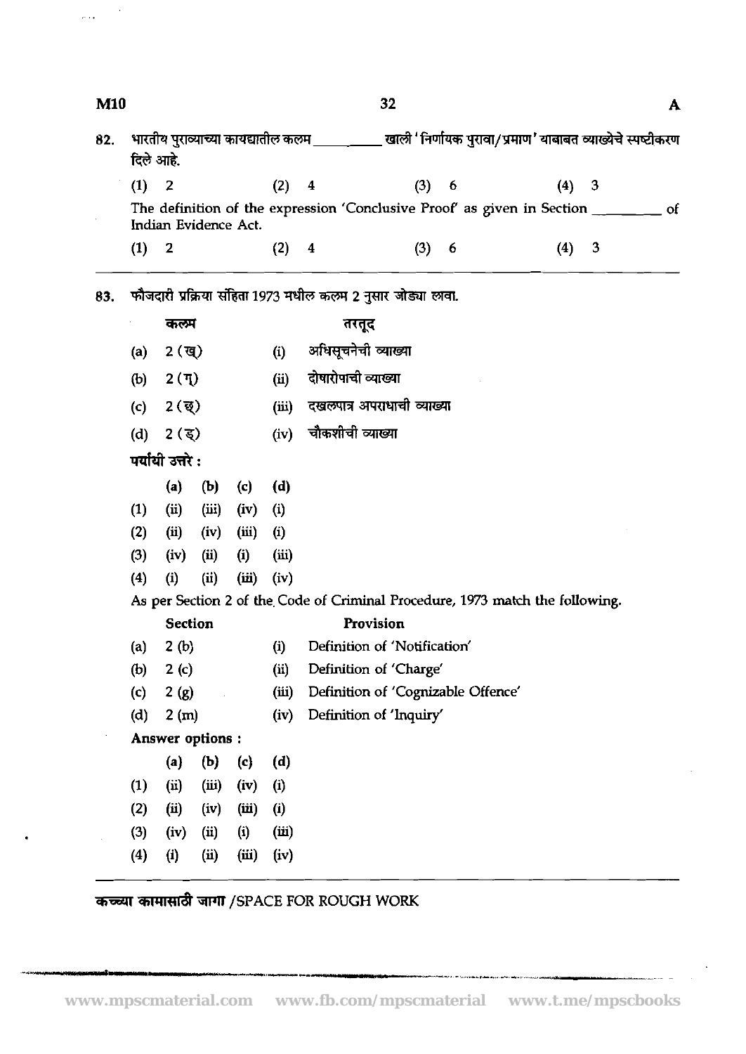82. भारतीय पुराव्याच्या कायद्यातील कलम \_\_\_\_\_\_\_\_\_ खाली 'निर्णायक पुरावा/प्रमाण' याबाबत व्याख्येचे स्पष्टीकरण दिले आहे.

(1) 2 (2) 4 (3) 6 (4) 3

The definition of the expression 'Conclusive Proof' as given in Section \_\_\_\_\_\_\_\_\_ of Indian Evidence Act.

(1) 2 (2) 4 (3) 6 (4) 3

---

83. फौजदारी प्रक्रिया संहिता 1973 मधील कलम 2 नुसार जोड्या लावा.

| | कलम | | तरतूद |
|---|---|---|---|
| (a) | 2 (ख्) | (i) | अधिसूचनेची व्याख्या |
| (b) | 2 (ग्) | (ii) | दोषारोपाची व्याख्या |
| (c) | 2 (छ्) | (iii) | दखलपात्र अपराधाची व्याख्या |
| (d) | 2 (ड्) | (iv) | चौकशीची व्याख्या |

पर्यायी उत्तरे :

| | (a) | (b) | (c) | (d) |
|---|---|---|---|---|
| (1) | (ii) | (iii) | (iv) | (i) |
| (2) | (ii) | (iv) | (iii) | (i) |
| (3) | (iv) | (ii) | (i) | (iii) |
| (4) | (i) | (ii) | (iii) | (iv) |

As per Section 2 of the Code of Criminal Procedure, 1973 match the following.

| | Section | | Provision |
|---|---|---|---|
| (a) | 2 (b) | (i) | Definition of 'Notification' |
| (b) | 2 (c) | (ii) | Definition of 'Charge' |
| (c) | 2 (g) | (iii) | Definition of 'Cognizable Offence' |
| (d) | 2 (m) | (iv) | Definition of 'Inquiry' |

Answer options :

| | (a) | (b) | (c) | (d) |
|---|---|---|---|---|
| (1) | (ii) | (iii) | (iv) | (i) |
| (2) | (ii) | (iv) | (iii) | (i) |
| (3) | (iv) | (ii) | (i) | (iii) |
| (4) | (i) | (ii) | (iii) | (iv) |

---

कच्च्या कामासाठी जागा /SPACE FOR ROUGH WORK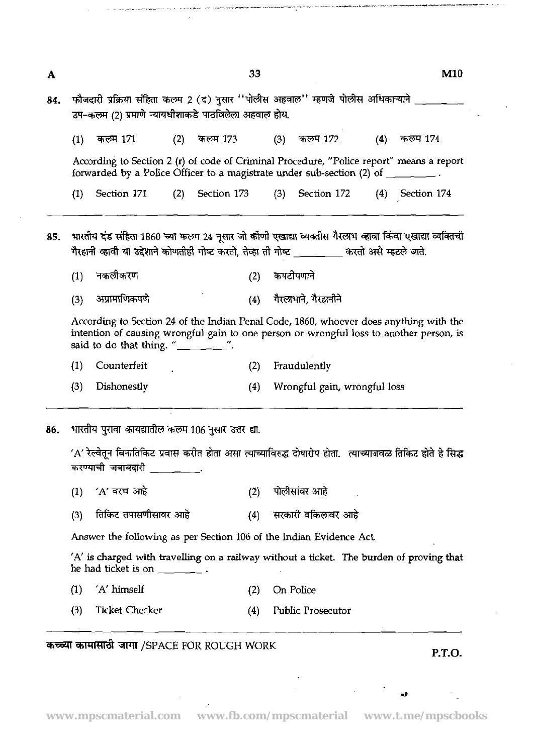84. फौजदारी प्रक्रिया संहिता कलम 2 (द) नुसार ''पोलीस अहवाल'' म्हणजे पोलीस अधिकाऱ्याने ________ उप-कलम (2) प्रमाणे न्यायधीशाकडे पाठविलेला अहवाल होय.

(1) कलम 171 (2) कलम 173 (3) कलम 172 (4) कलम 174

According to Section 2 (r) of code of Criminal Procedure, "Police report" means a report forwarded by a Police Officer to a magistrate under sub-section (2) of ________ .

(1) Section 171 (2) Section 173 (3) Section 172 (4) Section 174

---

85. भारतीय दंड संहिता 1860 च्या कलम 24 नुसार जो कोणी एखाद्या व्यक्तीस गैरलाभ व्हावा किंवा एखाद्या व्यक्तिची गैरहानी व्हावी या उद्देशाने कोणतीही गोष्ट करतो, तेव्हा ती गोष्ट ________ करतो असे म्हटले जाते.

(1) नकलीकरण (2) कपटीपणाने

(3) अप्रामाणिकपणे (4) गैरलाभाने, गैरहानीने

According to Section 24 of the Indian Penal Code, 1860, whoever does anything with the intention of causing wrongful gain to one person or wrongful loss to another person, is said to do that thing. "________".

(1) Counterfeit (2) Fraudulently

(3) Dishonestly (4) Wrongful gain, wrongful loss

---

86. भारतीय पुरावा कायद्यातील कलम 106 नुसार उत्तर द्या.

'A' रेल्वेतून बिनातिकिट प्रवास करीत होता असा त्याच्याविरुद्ध दोषारोप होता. त्याच्याजवळ तिकिट होते हे सिद्ध करण्याची जबाबदारी ________.

(1) 'A' वरच आहे (2) पोलीसांवर आहे

(3) तिकिट तपासणीसावर आहे (4) सरकारी वकिलावर आहे

Answer the following as per Section 106 of the Indian Evidence Act.

'A' is charged with travelling on a railway without a ticket. The burden of proving that he had ticket is on ________ .

(1) 'A' himself (2) On Police

(3) Ticket Checker (4) Public Prosecutor

---

कच्च्या कामासाठी जागा /SPACE FOR ROUGH WORK

P.T.O.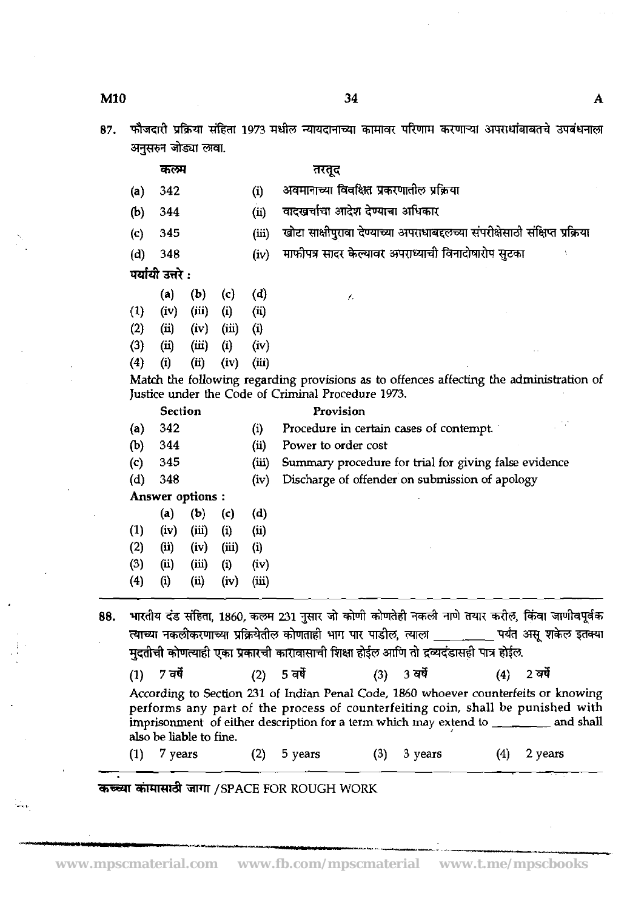87. फौजदारी प्रक्रिया संहिता 1973 मधील न्यायदानाच्या कामावर परिणाम करणाऱ्या अपराधांबाबतचे उपबंधनाला अनुसरुन जोड्या लावा.

| | कलम | | तरतूद |
|---|---|---|---|
| (a) | 342 | (i) | अवमानाच्या विवक्षित प्रकरणातील प्रक्रिया |
| (b) | 344 | (ii) | वादखर्चाचा आदेश देण्याचा अधिकार |
| (c) | 345 | (iii) | खोटा साक्षीपुरावा देण्याच्या अपराधाबद्दलच्या संपरीक्षेसाठी संक्षिप्त प्रक्रिया |
| (d) | 348 | (iv) | माफीपत्र सादर केल्यावर अपराध्याची विनादोषारोप सुटका |

**पर्यायी उत्तरे :**

| | (a) | (b) | (c) | (d) |
|---|---|---|---|---|
| (1) | (iv) | (iii) | (i) | (ii) |
| (2) | (ii) | (iv) | (iii) | (i) |
| (3) | (ii) | (iii) | (i) | (iv) |
| (4) | (i) | (ii) | (iv) | (iii) |

Match the following regarding provisions as to offences affecting the administration of Justice under the Code of Criminal Procedure 1973.

| | Section | | Provision |
|---|---|---|---|
| (a) | 342 | (i) | Procedure in certain cases of contempt. |
| (b) | 344 | (ii) | Power to order cost |
| (c) | 345 | (iii) | Summary procedure for trial for giving false evidence |
| (d) | 348 | (iv) | Discharge of offender on submission of apology |

**Answer options :**

| | (a) | (b) | (c) | (d) |
|---|---|---|---|---|
| (1) | (iv) | (iii) | (i) | (ii) |
| (2) | (ii) | (iv) | (iii) | (i) |
| (3) | (ii) | (iii) | (i) | (iv) |
| (4) | (i) | (ii) | (iv) | (iii) |

88. भारतीय दंड संहिता, 1860, कलम 231 नुसार जो कोणी कोणतेही नकली नाणे तयार करील, किंवा जाणीवपूर्वक त्याच्या नकलीकरणाच्या प्रक्रियेतील कोणताही भाग पार पाडील, त्याला \_\_\_\_\_\_\_\_ पर्यंत असू शकेल इतक्या मुदतीची कोणत्याही एका प्रकारची कारावासाची शिक्षा होईल आणि तो द्रव्यदंडासही पात्र होईल.

(1) 7 वर्षे (2) 5 वर्षे (3) 3 वर्षे (4) 2 वर्षे

According to Section 231 of Indian Penal Code, 1860 whoever counterfeits or knowing performs any part of the process of counterfeiting coin, shall be punished with imprisonment of either description for a term which may extend to \_\_\_\_\_\_\_\_ and shall also be liable to fine.

(1) 7 years (2) 5 years (3) 3 years (4) 2 years

कच्च्या कामासाठी जागा / SPACE FOR ROUGH WORK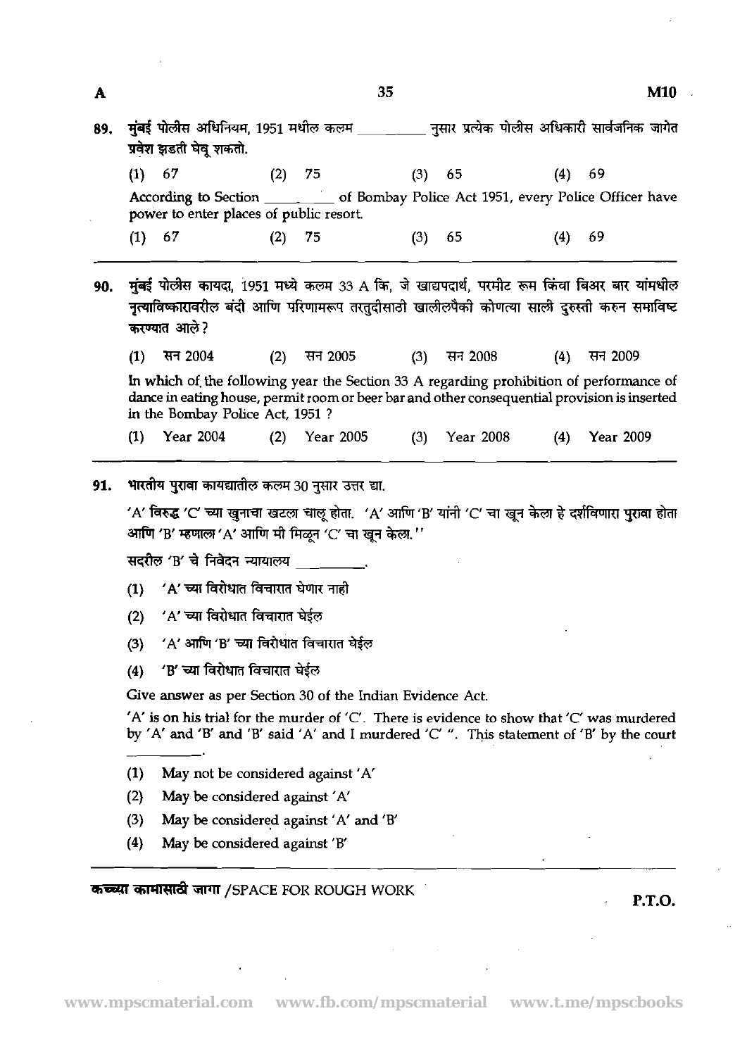89. मुंबई पोलीस अधिनियम, 1951 मधील कलम __________ नुसार प्रत्येक पोलीस अधिकारी सार्वजनिक जागेत प्रवेश झडती घेवू शकतो.

(1) 67 (2) 75 (3) 65 (4) 69

According to Section __________ of Bombay Police Act 1951, every Police Officer have power to enter places of public resort.

(1) 67 (2) 75 (3) 65 (4) 69

---

90. मुंबई पोलीस कायदा, 1951 मध्ये कलम 33 A कि, जे खाद्यपदार्थ, परमीट रूम किंवा बिअर बार यांमधील नृत्याविष्कारावरील बंदी आणि परिणामरूप तरतुदीसाठी खालीलपैकी कोणत्या साली दुरुस्ती करुन समाविष्ट करण्यात आले?

(1) सन 2004 (2) सन 2005 (3) सन 2008 (4) सन 2009

In which of the following year the Section 33 A regarding prohibition of performance of dance in eating house, permit room or beer bar and other consequential provision is inserted in the Bombay Police Act, 1951 ?

(1) Year 2004 (2) Year 2005 (3) Year 2008 (4) Year 2009

---

91. भारतीय पुरावा कायद्यातील कलम 30 नुसार उत्तर द्या.

'A' विरुद्ध 'C' च्या खुनाचा खटला चालू होता. 'A' आणि 'B' यांनी 'C' चा खून केला हे दर्शविणारा पुरावा होता आणि 'B' म्हणाला 'A' आणि मी मिळून 'C' चा खून केला."

सदरील 'B' चे निवेदन न्यायालय __________.

(1) 'A' च्या विरोधात विचारात घेणार नाही

(2) 'A' च्या विरोधात विचारात घेईल

(3) 'A' आणि 'B' च्या विरोधात विचारात घेईल

(4) 'B' च्या विरोधात विचारात घेईल

Give answer as per Section 30 of the Indian Evidence Act.

'A' is on his trial for the murder of 'C'. There is evidence to show that 'C' was murdered by 'A' and 'B' and 'B' said 'A' and I murdered 'C' ". This statement of 'B' by the court __________.

(1) May not be considered against 'A'

(2) May be considered against 'A'

(3) May be considered against 'A' and 'B'

(4) May be considered against 'B'

कच्च्या कामासाठी जागा /SPACE FOR ROUGH WORK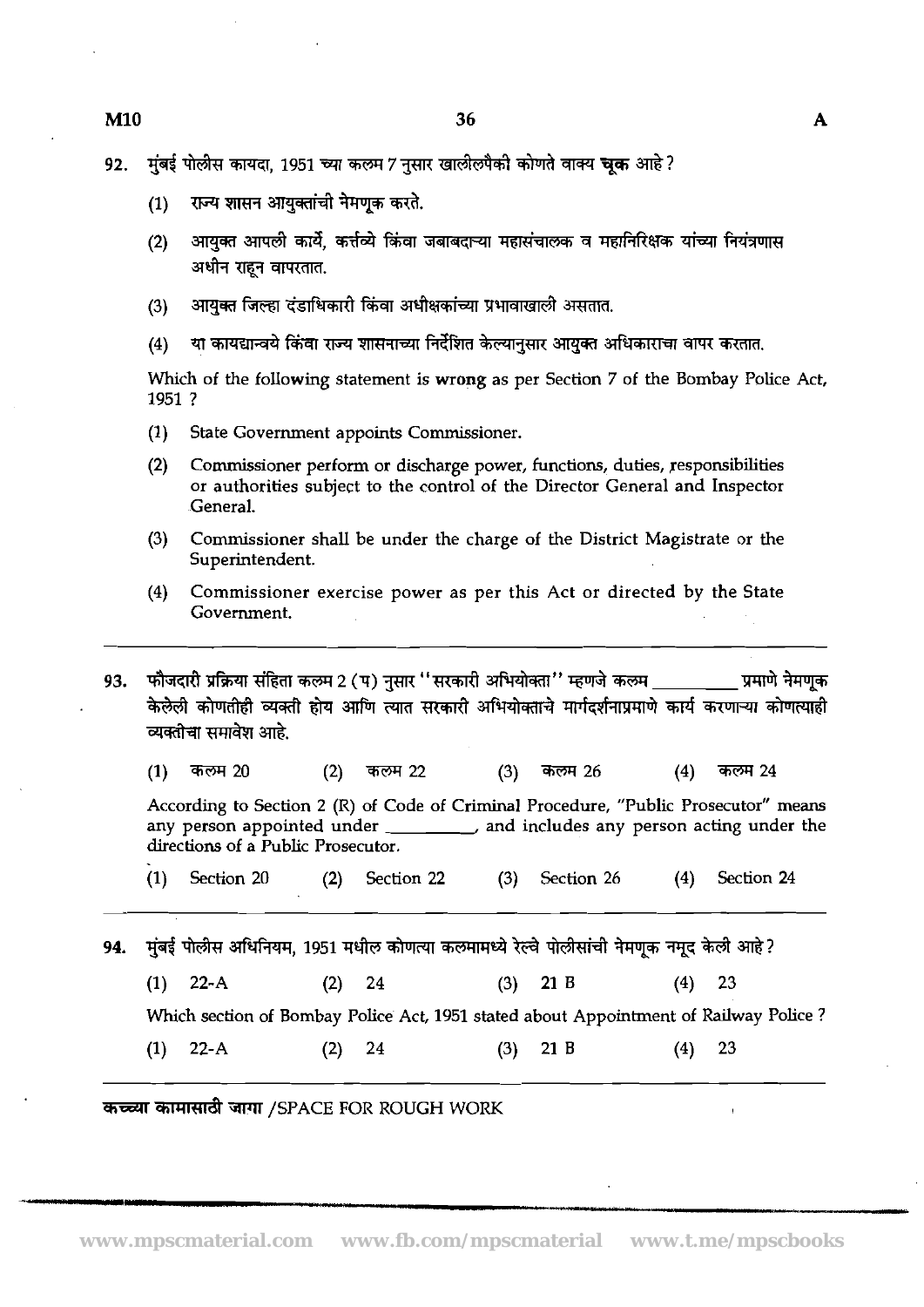92. मुंबई पोलीस कायदा, 1951 च्या कलम 7 नुसार खालीलपैकी कोणते वाक्य **चूक** आहे ?

   (1) राज्य शासन आयुक्तांची नेमणूक करते.

   (2) आयुक्त आपली कार्ये, कर्तव्ये किंवा जबाबदाऱ्या महासंचालक व महानिरिक्षक यांच्या नियंत्रणास अधीन राहून वापरतात.

   (3) आयुक्त जिल्हा दंडाधिकारी किंवा अधीक्षकांच्या प्रभावाखाली असतात.

   (4) या कायद्यान्वये किंवा राज्य शासनाच्या निर्देशित केल्यानुसार आयुक्त अधिकाराचा वापर करतात.

   Which of the following statement is **wrong** as per Section 7 of the Bombay Police Act, 1951 ?

   (1) State Government appoints Commissioner.

   (2) Commissioner perform or discharge power, functions, duties, responsibilities or authorities subject to the control of the Director General and Inspector General.

   (3) Commissioner shall be under the charge of the District Magistrate or the Superintendent.

   (4) Commissioner exercise power as per this Act or directed by the State Government.

---

93. फौजदारी प्रक्रिया संहिता कलम 2 (प) नुसार "सरकारी अभियोक्ता" म्हणजे कलम __________ प्रमाणे नेमणूक केलेली कोणतीही व्यक्ती होय आणि त्यात सरकारी अभियोक्ताचे मार्गदर्शनाप्रमाणे कार्य करणाऱ्या कोणत्याही व्यक्तीचा समावेश आहे.

   (1) कलम 20  (2) कलम 22  (3) कलम 26  (4) कलम 24

   According to Section 2 (R) of Code of Criminal Procedure, "Public Prosecutor" means any person appointed under __________, and includes any person acting under the directions of a Public Prosecutor.

   (1) Section 20  (2) Section 22  (3) Section 26  (4) Section 24

---

94. मुंबई पोलीस अधिनियम, 1951 मधील कोणत्या कलमामध्ये रेल्वे पोलीसांची नेमणूक नमूद केली आहे ?

   (1) 22-A  (2) 24  (3) 21 B  (4) 23

   Which section of Bombay Police Act, 1951 stated about Appointment of Railway Police ?

   (1) 22-A  (2) 24  (3) 21 B  (4) 23

---

कच्च्या कामासाठी जागा /SPACE FOR ROUGH WORK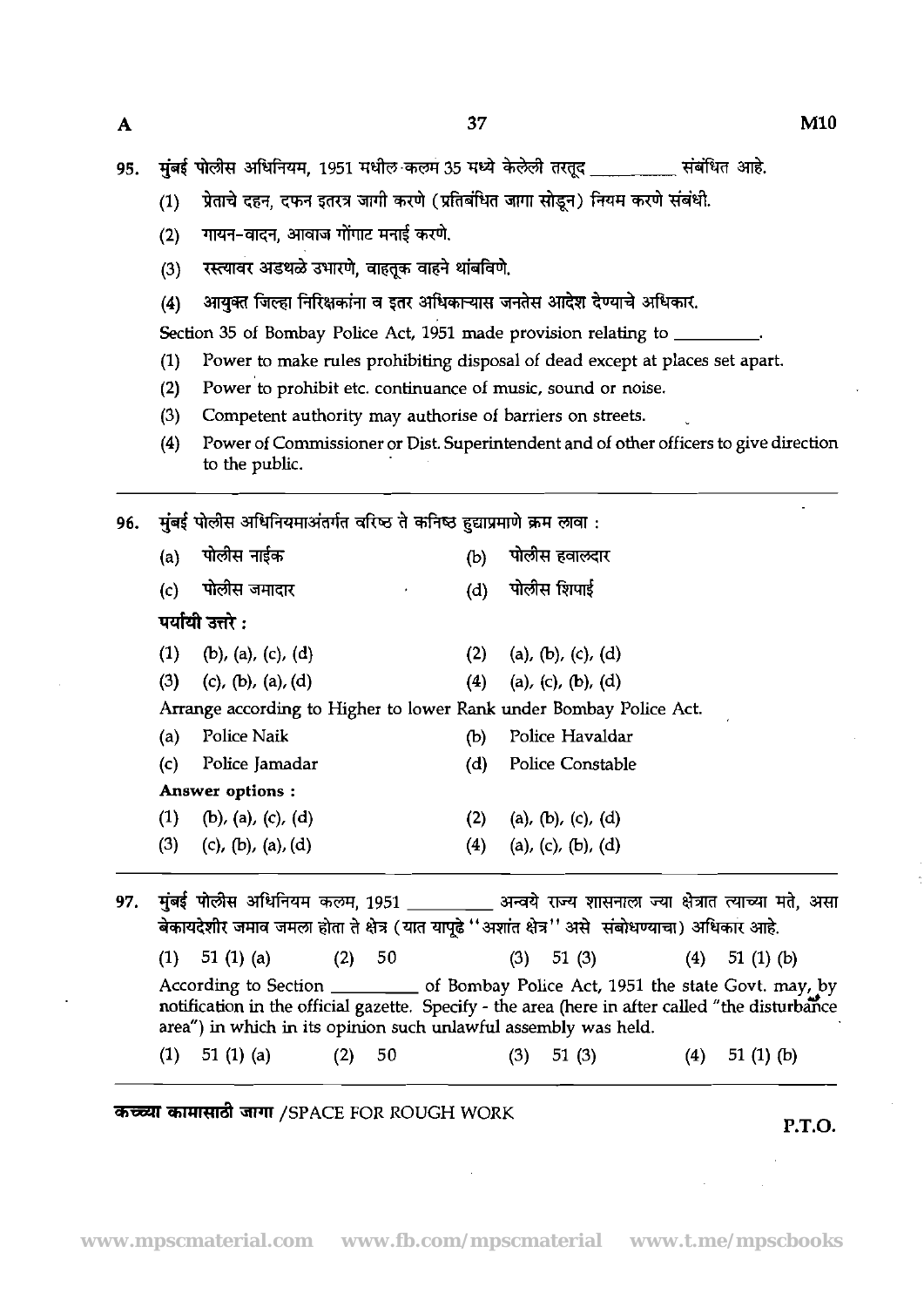95. मुंबई पोलीस अधिनियम, 1951 मधील कलम 35 मध्ये केलेली तरतूद \_\_\_\_\_\_\_\_ संबंधित आहे.

(1) प्रेताचे दहन, दफन इतरत्र जागी करणे (प्रतिबंधित जागा सोडून) नियम करणे संबंधी.

(2) गायन-वादन, आवाज गोंगाट मनाई करणे.

(3) रस्त्यावर अडथळे उभारणे, वाहतूक वाहने थांबविणे.

(4) आयुक्त जिल्हा निरिक्षकांना व इतर अधिकाऱ्यास जनतेस आदेश देण्याचे अधिकार.

Section 35 of Bombay Police Act, 1951 made provision relating to \_\_\_\_\_\_\_\_.

(1) Power to make rules prohibiting disposal of dead except at places set apart.

(2) Power to prohibit etc. continuance of music, sound or noise.

(3) Competent authority may authorise of barriers on streets.

(4) Power of Commissioner or Dist. Superintendent and of other officers to give direction to the public.

---

96. मुंबई पोलीस अधिनियमाअंतर्गत वरिष्ठ ते कनिष्ठ हुद्याप्रमाणे क्रम लावा :

(a) पोलीस नाईक (b) पोलीस हवालदार

(c) पोलीस जमादार (d) पोलीस शिपाई

**पर्यायी उत्तरे :**

(1) (b), (a), (c), (d) (2) (a), (b), (c), (d)

(3) (c), (b), (a), (d) (4) (a), (c), (b), (d)

Arrange according to Higher to lower Rank under Bombay Police Act.

(a) Police Naik (b) Police Havaldar

(c) Police Jamadar (d) Police Constable

**Answer options :**

(1) (b), (a), (c), (d) (2) (a), (b), (c), (d)

(3) (c), (b), (a), (d) (4) (a), (c), (b), (d)

---

97. मुंबई पोलीस अधिनियम कलम, 1951 \_\_\_\_\_\_\_\_ अन्वये राज्य शासनाला ज्या क्षेत्रात त्याच्या मते, असा बेकायदेशीर जमाव जमला होता ते क्षेत्र (यात यापुढे "अशांत क्षेत्र" असे संबोधण्याचा) अधिकार आहे.

(1) 51 (1) (a) (2) 50 (3) 51 (3) (4) 51 (1) (b)

According to Section \_\_\_\_\_\_\_\_ of Bombay Police Act, 1951 the state Govt. may, by notification in the official gazette. Specify - the area (here in after called "the disturbance area") in which in its opinion such unlawful assembly was held.

(1) 51 (1) (a) (2) 50 (3) 51 (3) (4) 51 (1) (b)

---

**कच्च्या कामासाठी जागा** /SPACE FOR ROUGH WORK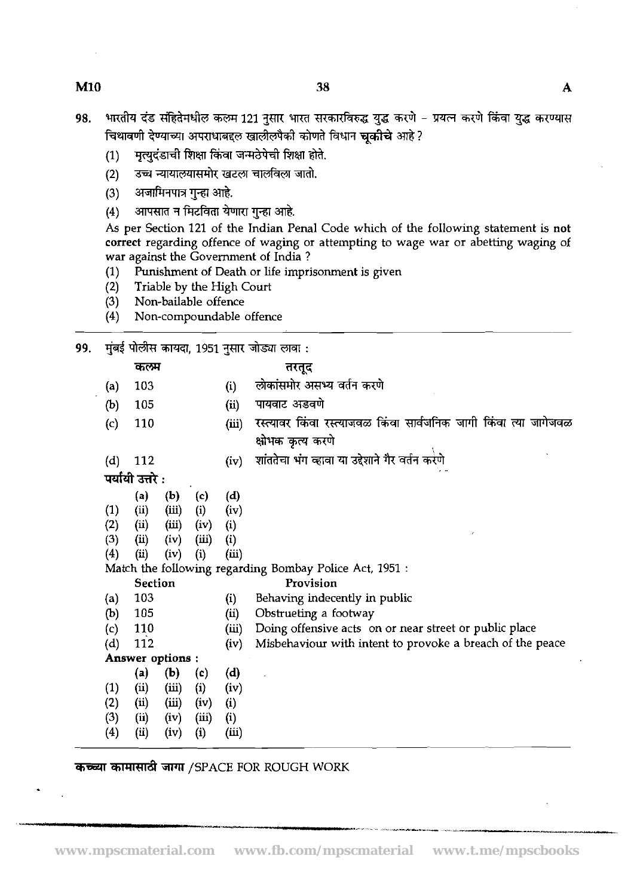98. भारतीय दंड संहितेमधील कलम 121 नुसार भारत सरकारविरुद्ध युद्ध करणे - प्रयत्न करणे किंवा युद्ध करण्यास चिथावणी देण्याच्या अपराधाबद्दल खालीलपैकी कोणते विधान **चूकीचे** आहे ?

(1) मृत्युदंडाची शिक्षा किंवा जन्मठेपेची शिक्षा होते.
(2) उच्च न्यायालयासमोर खटला चालविला जातो.
(3) अजामिनपात्र गुन्हा आहे.
(4) आपसात न मिटविता येणारा गुन्हा आहे.

As per Section 121 of the Indian Penal Code which of the following statement is **not correct** regarding offence of waging or attempting to wage war or abetting waging of war against the Government of India ?

(1) Punishment of Death or life imprisonment is given
(2) Triable by the High Court
(3) Non-bailable offence
(4) Non-compoundable offence

---

99. मुंबई पोलीस कायदा, 1951 नुसार जोड्या लावा :

| | कलम | | तरतूद |
|---|---|---|---|
| (a) | 103 | (i) | लोकांसमोर असभ्य वर्तन करणे |
| (b) | 105 | (ii) | पायवाट अडवणे |
| (c) | 110 | (iii) | रस्त्यावर किंवा रस्त्याजवळ किंवा सार्वजनिक जागी किंवा त्या जागेजवळ क्षोभक कृत्य करणे |
| (d) | 112 | (iv) | शांततेचा भंग व्हावा या उद्देशाने गैर वर्तन करणे |

**पर्यायी उत्तरे :**

| | (a) | (b) | (c) | (d) |
|---|---|---|---|---|
| (1) | (ii) | (iii) | (i) | (iv) |
| (2) | (ii) | (iii) | (iv) | (i) |
| (3) | (ii) | (iv) | (iii) | (i) |
| (4) | (ii) | (iv) | (i) | (iii) |

Match the following regarding Bombay Police Act, 1951 :

| | Section | | Provision |
|---|---|---|---|
| (a) | 103 | (i) | Behaving indecently in public |
| (b) | 105 | (ii) | Obstrueting a footway |
| (c) | 110 | (iii) | Doing offensive acts on or near street or public place |
| (d) | 112 | (iv) | Misbehaviour with intent to provoke a breach of the peace |

**Answer options :**

| | (a) | (b) | (c) | (d) |
|---|---|---|---|---|
| (1) | (ii) | (iii) | (i) | (iv) |
| (2) | (ii) | (iii) | (iv) | (i) |
| (3) | (ii) | (iv) | (iii) | (i) |
| (4) | (ii) | (iv) | (i) | (iii) |

---

**कच्च्या कामासाठी जागा** /SPACE FOR ROUGH WORK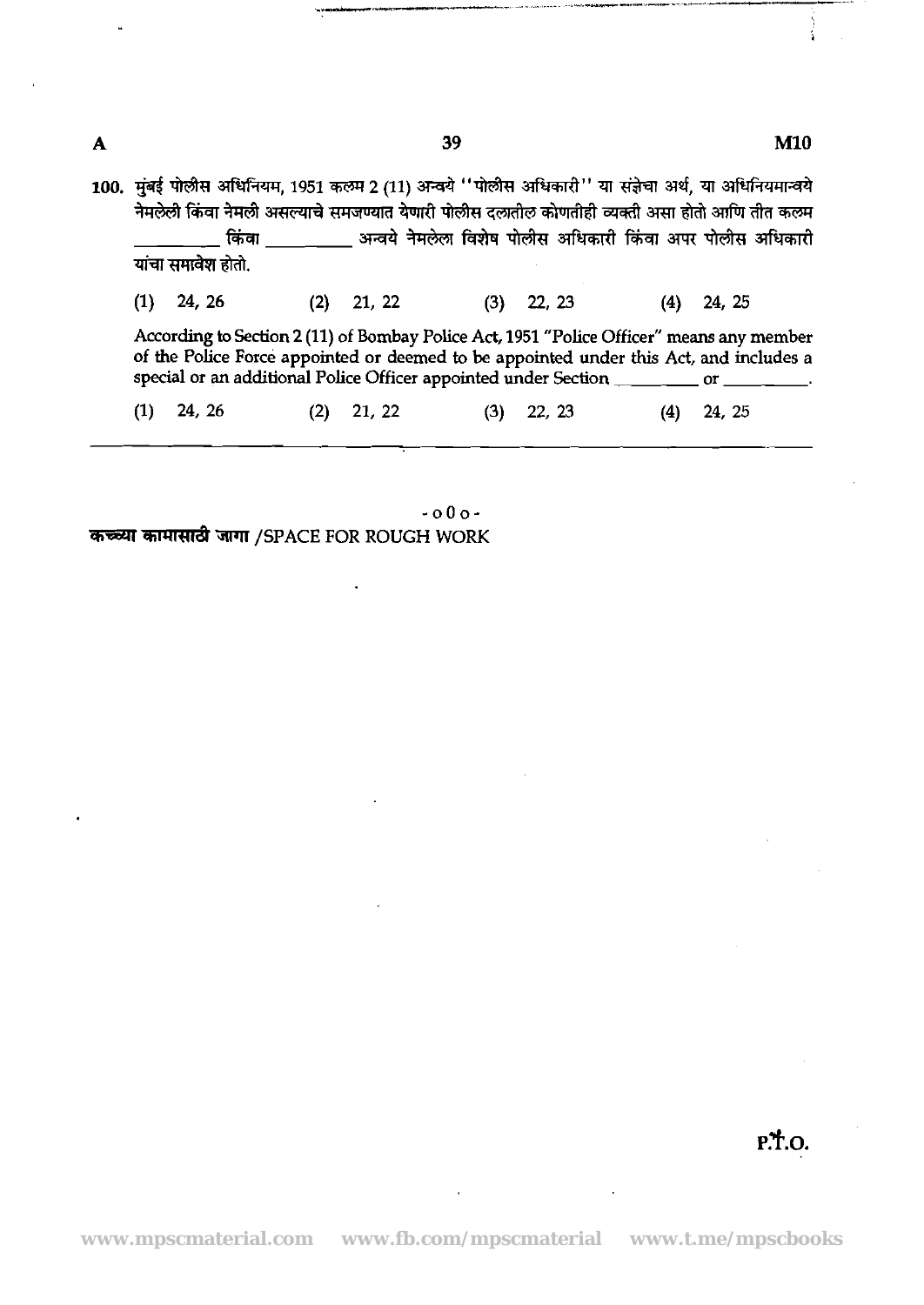100. मुंबई पोलीस अधिनियम, 1951 कलम 2 (11) अन्वये "पोलीस अधिकारी" या संज्ञेचा अर्थ, या अधिनियमान्वये नेमलेली किंवा नेमली असल्याचे समजण्यात येणारी पोलीस दलातील कोणतीही व्यक्ती असा होतो आणि तीत कलम \_\_\_\_\_\_\_\_\_\_ किंवा \_\_\_\_\_\_\_\_\_\_ अन्वये नेमलेला विशेष पोलीस अधिकारी किंवा अपर पोलीस अधिकारी यांचा समावेश होतो.

(1) 24, 26 (2) 21, 22 (3) 22, 23 (4) 24, 25

According to Section 2 (11) of Bombay Police Act, 1951 "Police Officer" means any member of the Police Force appointed or deemed to be appointed under this Act, and includes a special or an additional Police Officer appointed under Section \_\_\_\_\_\_\_\_\_\_ or \_\_\_\_\_\_\_\_\_\_.

(1) 24, 26 (2) 21, 22 (3) 22, 23 (4) 24, 25

- o 0 o -

कच्च्या कामासाठी जागा /SPACE FOR ROUGH WORK

P.T.O.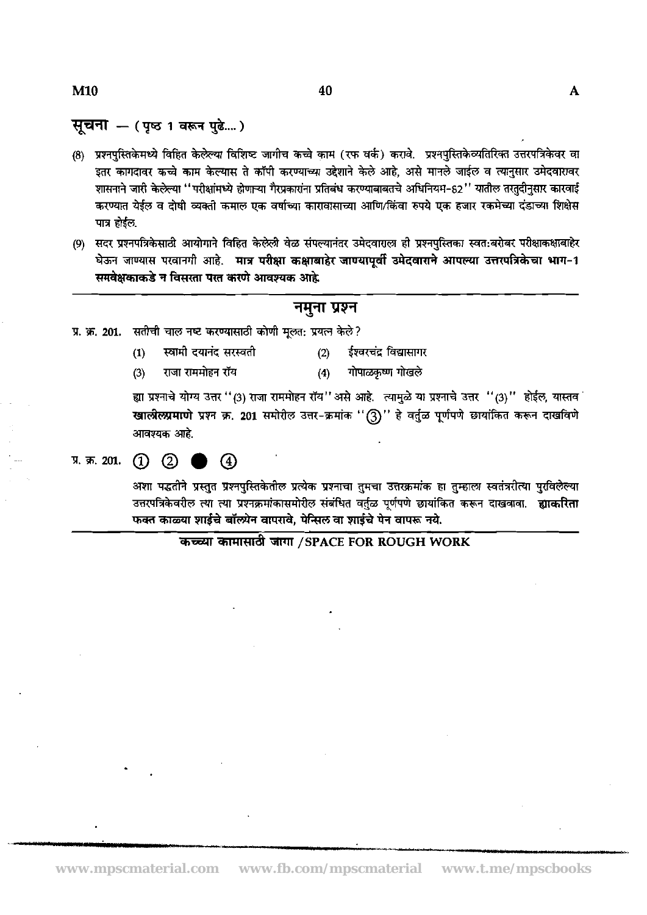## सूचना — (पृष्ठ 1 वरून पुढे....)

(8) प्रश्नपुस्तिकेमध्ये विहित केलेल्या विशिष्ट जागीच कच्चे काम (रफ वर्क) करावे. प्रश्नपुस्तिकेव्यतिरिक्त उत्तरपत्रिकेवर वा इतर कागदावर कच्चे काम केल्यास ते कॉपी करण्याच्या उद्देशाने केले आहे, असे मानले जाईल व त्यानुसार उमेदवारावर शासनाने जारी केलेल्या "परीक्षांमध्ये होणाऱ्या गैरप्रकारांना प्रतिबंध करण्याबाबतचे अधिनियम-82" यातील तरतुदीनुसार कारवाई करण्यात येईल व दोषी व्यक्ती कमाल एक वर्षाच्या कारावासाच्या आणि/किंवा रुपये एक हजार रकमेच्या दंडाच्या शिक्षेस पात्र होईल.

(9) सदर प्रश्नपत्रिकेसाठी आयोगाने विहित केलेली वेळ संपल्यानंतर उमेदवाराला ही प्रश्नपुस्तिका स्वत:बरोबर परीक्षाकक्षाबाहेर घेऊन जाण्यास परवानगी आहे. **मात्र परीक्षा कक्षाबाहेर जाण्यापूर्वी उमेदवाराने आपल्या उत्तरपत्रिकेचा भाग-1 समवेक्षकाकडे न विसरता परत करणे आवश्यक आहे.**

## नमुना प्रश्न

प्र. क्र. 201. सतीची चाल नष्ट करण्यासाठी कोणी मूलत: प्रयत्न केले?

(1) स्वामी दयानंद सरस्वती (2) ईश्वरचंद्र विद्यासागर

(3) राजा राममोहन रॉय (4) गोपाळकृष्ण गोखले

ह्या प्रश्नाचे योग्य उत्तर "(3) राजा राममोहन रॉय" असे आहे. त्यामुळे या प्रश्नाचे उत्तर "(3)" होईल, यास्तव **खालीलप्रमाणे** प्रश्न क्र. 201 समोरील उत्तर-क्रमांक "③" हे वर्तुळ पूर्णपणे छायांकित करून दाखविणे आवश्यक आहे.

प्र. क्र. 201. ① ② ● ④

अशा पद्धतीने प्रस्तुत प्रश्नपुस्तिकेतील प्रत्येक प्रश्नाचा तुमचा उत्तरक्रमांक हा तुम्हाला स्वतंत्ररीत्या पुरविलेल्या उत्तरपत्रिकेवरील त्या त्या प्रश्नक्रमांकासमोरील संबंधित वर्तुळ पूर्णपणे छायांकित करून दाखवावा. **ह्याकरिता फक्त काळ्या शाईचे बॉलपेन वापरावे, पेन्सिल वा शाईचे पेन वापरू नये.**

**कच्च्या कामासाठी जागा / SPACE FOR ROUGH WORK**